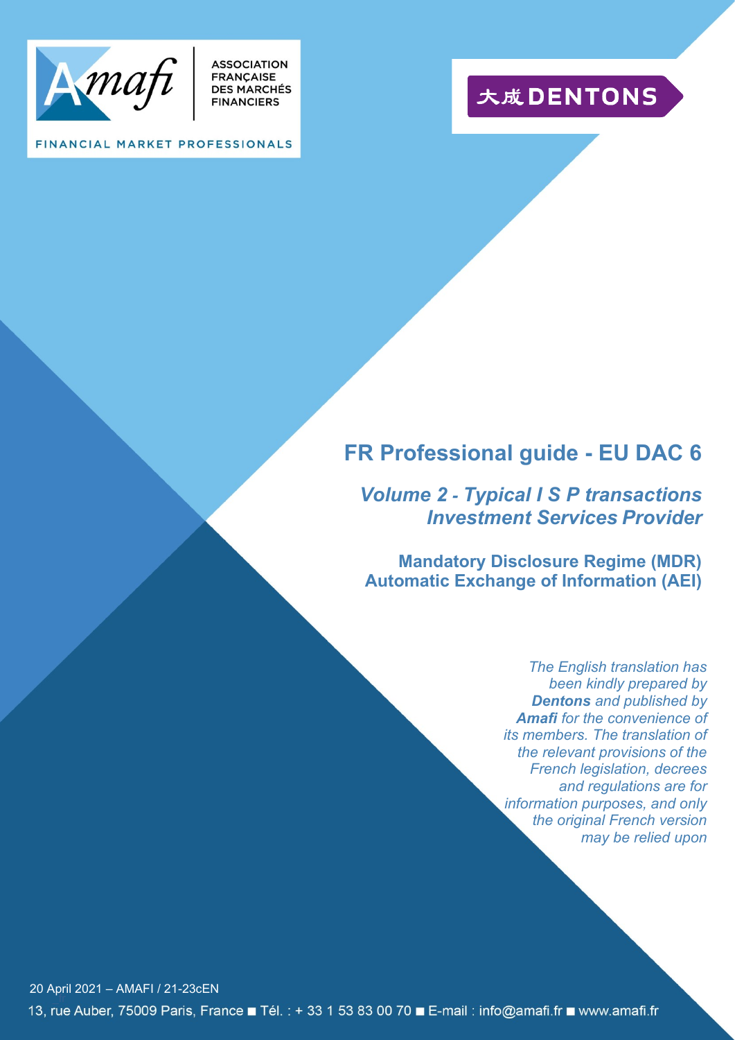ASSOCIATION FRANÇAISE DES MARCHÉS FINANCIERS

FINANCIAL MARKET PROFESSIONALS

大成 DENTONS

# FR Professional guide - EU DAC 6

## *Volume 2 - Typical I S P transactions Investment Services Provider*

### Mandatory Disclosure Regime (MDR) Automatic Exchange of Information (AEI)

*The English translation has been kindly prepared by **Dentons** and published by **Amafi** for the convenience of its members. The translation of the relevant provisions of the French legislation, decrees and regulations are for information purposes, and only the original French version may be relied upon*

20 April 2021 – AMAFI / 21-23cEN

13, rue Auber, 75009 Paris, France ■ Tél. : + 33 1 53 83 00 70 ■ E-mail : info@amafi.fr ■ www.amafi.fr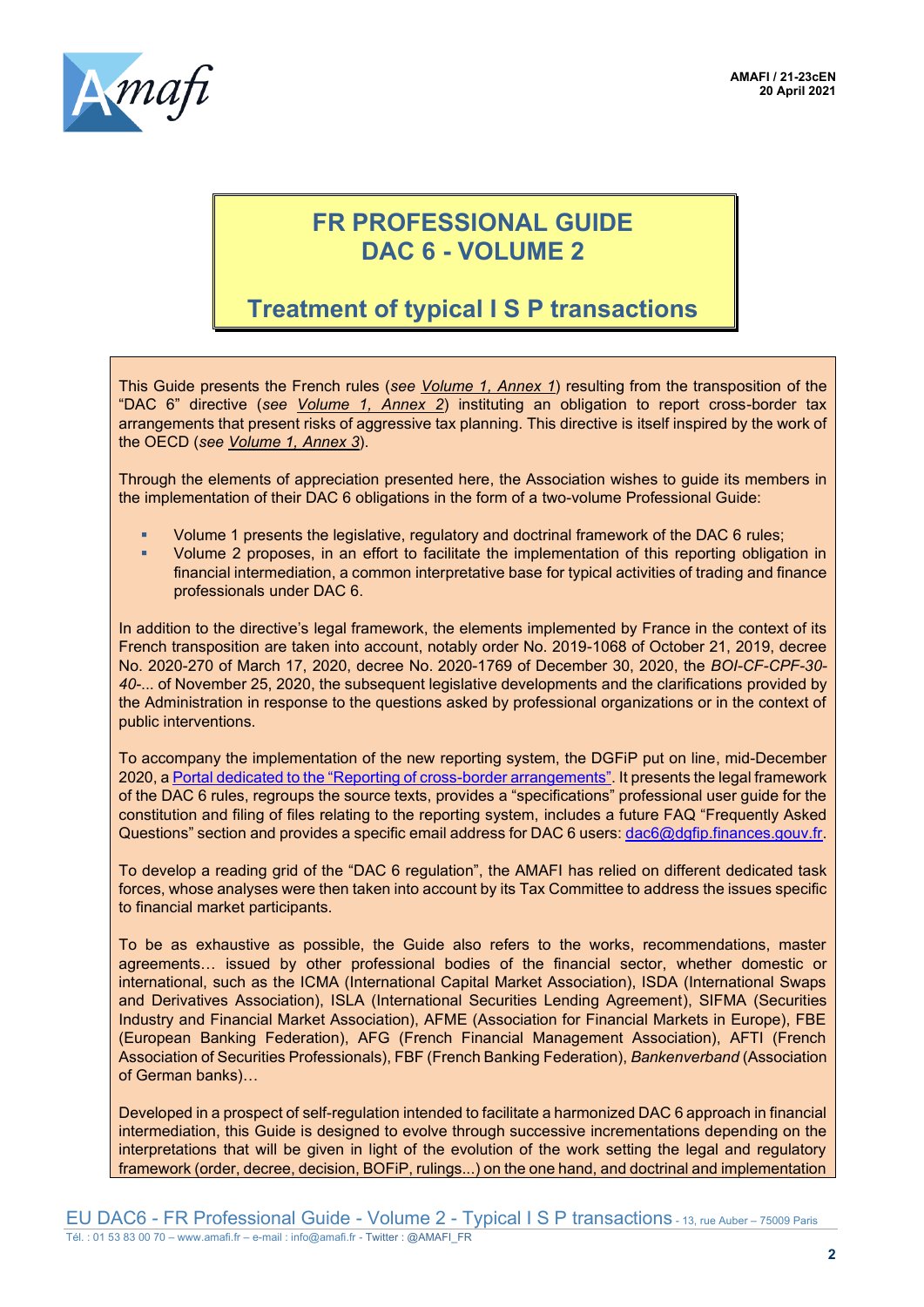# FR PROFESSIONAL GUIDE DAC 6 - VOLUME 2

## Treatment of typical I S P transactions

This Guide presents the French rules (*see Volume 1, Annex 1*) resulting from the transposition of the "DAC 6" directive (*see Volume 1, Annex 2*) instituting an obligation to report cross-border tax arrangements that present risks of aggressive tax planning. This directive is itself inspired by the work of the OECD (*see Volume 1, Annex 3*).

Through the elements of appreciation presented here, the Association wishes to guide its members in the implementation of their DAC 6 obligations in the form of a two-volume Professional Guide:

- Volume 1 presents the legislative, regulatory and doctrinal framework of the DAC 6 rules;
- Volume 2 proposes, in an effort to facilitate the implementation of this reporting obligation in financial intermediation, a common interpretative base for typical activities of trading and finance professionals under DAC 6.

In addition to the directive's legal framework, the elements implemented by France in the context of its French transposition are taken into account, notably order No. 2019-1068 of October 21, 2019, decree No. 2020-270 of March 17, 2020, decree No. 2020-1769 of December 30, 2020, the *BOI-CF-CPF-30-40-...* of November 25, 2020, the subsequent legislative developments and the clarifications provided by the Administration in response to the questions asked by professional organizations or in the context of public interventions.

To accompany the implementation of the new reporting system, the DGFiP put on line, mid-December 2020, a Portal dedicated to the "Reporting of cross-border arrangements". It presents the legal framework of the DAC 6 rules, regroups the source texts, provides a "specifications" professional user guide for the constitution and filing of files relating to the reporting system, includes a future FAQ "Frequently Asked Questions" section and provides a specific email address for DAC 6 users: dac6@dgfip.finances.gouv.fr.

To develop a reading grid of the "DAC 6 regulation", the AMAFI has relied on different dedicated task forces, whose analyses were then taken into account by its Tax Committee to address the issues specific to financial market participants.

To be as exhaustive as possible, the Guide also refers to the works, recommendations, master agreements… issued by other professional bodies of the financial sector, whether domestic or international, such as the ICMA (International Capital Market Association), ISDA (International Swaps and Derivatives Association), ISLA (International Securities Lending Agreement), SIFMA (Securities Industry and Financial Market Association), AFME (Association for Financial Markets in Europe), FBE (European Banking Federation), AFG (French Financial Management Association), AFTI (French Association of Securities Professionals), FBF (French Banking Federation), *Bankenverband* (Association of German banks)…

Developed in a prospect of self-regulation intended to facilitate a harmonized DAC 6 approach in financial intermediation, this Guide is designed to evolve through successive incrementations depending on the interpretations that will be given in light of the evolution of the work setting the legal and regulatory framework (order, decree, decision, BOFiP, rulings...) on the one hand, and doctrinal and implementation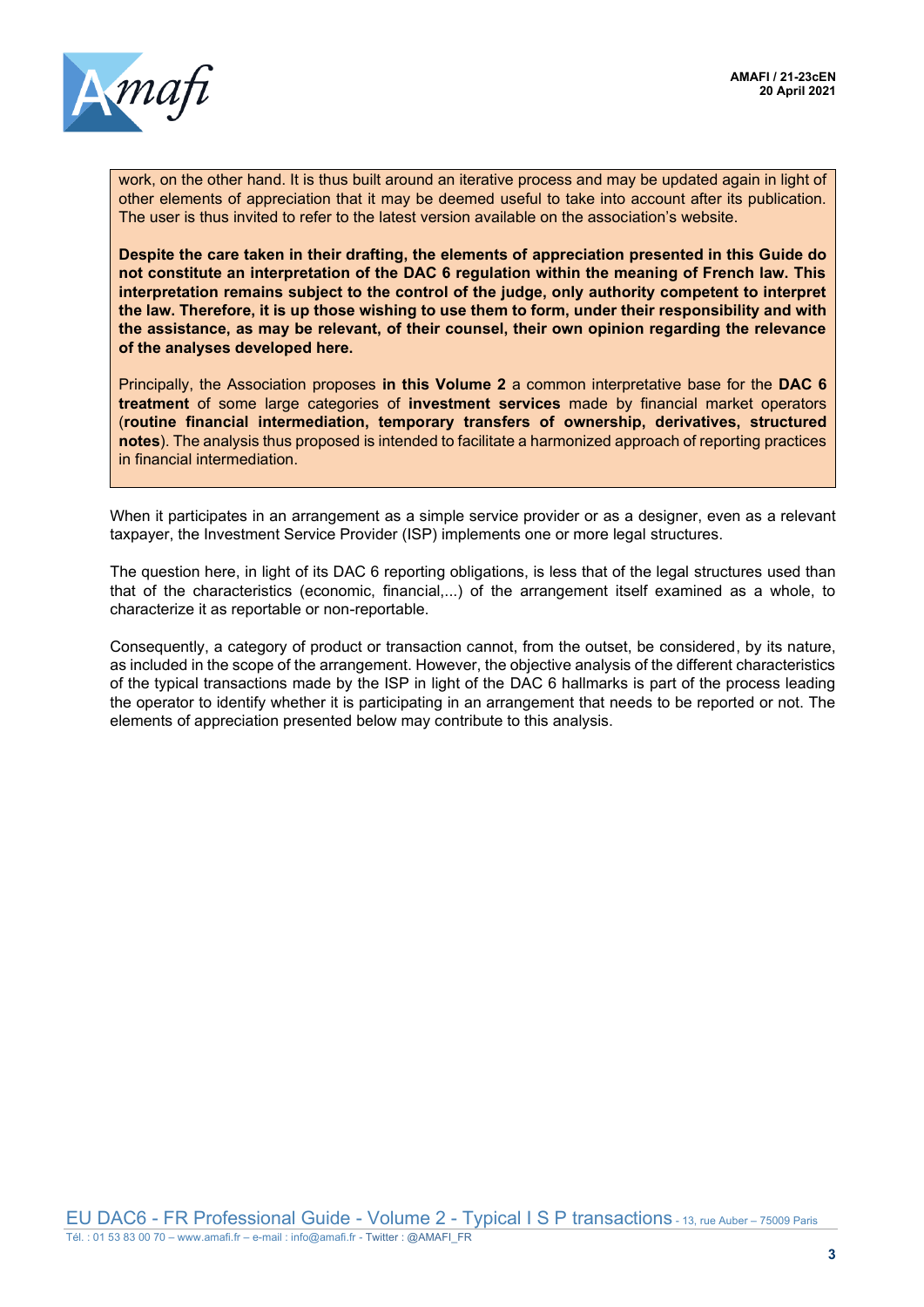work, on the other hand. It is thus built around an iterative process and may be updated again in light of other elements of appreciation that it may be deemed useful to take into account after its publication. The user is thus invited to refer to the latest version available on the association's website.

**Despite the care taken in their drafting, the elements of appreciation presented in this Guide do not constitute an interpretation of the DAC 6 regulation within the meaning of French law. This interpretation remains subject to the control of the judge, only authority competent to interpret the law. Therefore, it is up those wishing to use them to form, under their responsibility and with the assistance, as may be relevant, of their counsel, their own opinion regarding the relevance of the analyses developed here.**

Principally, the Association proposes **in this Volume 2** a common interpretative base for the **DAC 6 treatment** of some large categories of **investment services** made by financial market operators (**routine financial intermediation, temporary transfers of ownership, derivatives, structured notes**). The analysis thus proposed is intended to facilitate a harmonized approach of reporting practices in financial intermediation.

When it participates in an arrangement as a simple service provider or as a designer, even as a relevant taxpayer, the Investment Service Provider (ISP) implements one or more legal structures.

The question here, in light of its DAC 6 reporting obligations, is less that of the legal structures used than that of the characteristics (economic, financial,...) of the arrangement itself examined as a whole, to characterize it as reportable or non-reportable.

Consequently, a category of product or transaction cannot, from the outset, be considered, by its nature, as included in the scope of the arrangement. However, the objective analysis of the different characteristics of the typical transactions made by the ISP in light of the DAC 6 hallmarks is part of the process leading the operator to identify whether it is participating in an arrangement that needs to be reported or not. The elements of appreciation presented below may contribute to this analysis.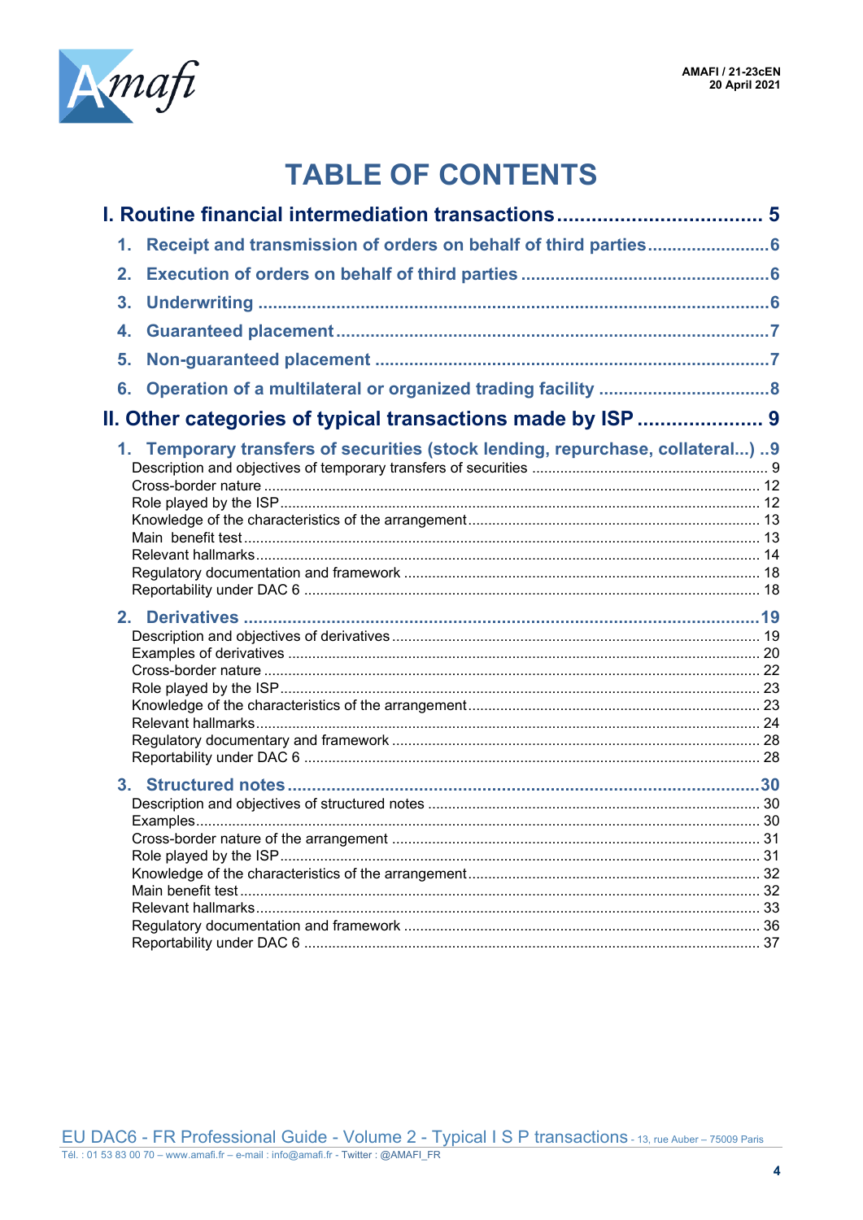# TABLE OF CONTENTS

**I. Routine financial intermediation transactions .................................... 5**

1. **Receipt and transmission of orders on behalf of third parties ......................... 6**
2. **Execution of orders on behalf of third parties ................................................... 6**
3. **Underwriting ........................................................................................................... 6**
4. **Guaranteed placement .......................................................................................... 7**
5. **Non-guaranteed placement ................................................................................... 7**
6. **Operation of a multilateral or organized trading facility .................................... 8**

**II. Other categories of typical transactions made by ISP ...................... 9**

1. **Temporary transfers of securities (stock lending, repurchase, collateral...) .. 9**
   - Description and objectives of temporary transfers of securities ............................................ 9
   - Cross-border nature ............................................................................................................ 12
   - Role played by the ISP ........................................................................................................ 12
   - Knowledge of the characteristics of the arrangement .......................................................... 13
   - Main benefit test ................................................................................................................. 13
   - Relevant hallmarks .............................................................................................................. 14
   - Regulatory documentation and framework ......................................................................... 18
   - Reportability under DAC 6 .................................................................................................. 18
2. **Derivatives ............................................................................................................ 19**
   - Description and objectives of derivatives ............................................................................ 19
   - Examples of derivatives ...................................................................................................... 20
   - Cross-border nature ............................................................................................................ 22
   - Role played by the ISP ........................................................................................................ 23
   - Knowledge of the characteristics of the arrangement .......................................................... 23
   - Relevant hallmarks .............................................................................................................. 24
   - Regulatory documentary and framework ............................................................................ 28
   - Reportability under DAC 6 .................................................................................................. 28
3. **Structured notes .................................................................................................. 30**
   - Description and objectives of structured notes ................................................................... 30
   - Examples ............................................................................................................................. 30
   - Cross-border nature of the arrangement ............................................................................. 31
   - Role played by the ISP ........................................................................................................ 31
   - Knowledge of the characteristics of the arrangement .......................................................... 32
   - Main benefit test ................................................................................................................. 32
   - Relevant hallmarks .............................................................................................................. 33
   - Regulatory documentation and framework ......................................................................... 36
   - Reportability under DAC 6 .................................................................................................. 37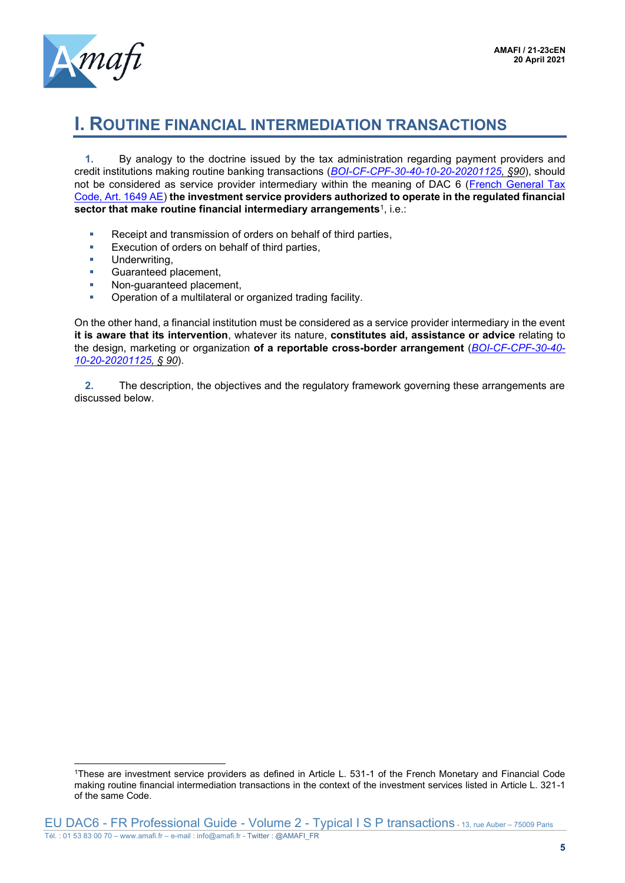# I. Routine financial intermediation transactions

**1.** By analogy to the doctrine issued by the tax administration regarding payment providers and credit institutions making routine banking transactions (*BOI-CF-CPF-30-40-10-20-20201125, §90*), should not be considered as service provider intermediary within the meaning of DAC 6 (French General Tax Code, Art. 1649 AE) **the investment service providers authorized to operate in the regulated financial sector that make routine financial intermediary arrangements**[1], i.e.:

- Receipt and transmission of orders on behalf of third parties,
- Execution of orders on behalf of third parties,
- Underwriting,
- Guaranteed placement,
- Non-guaranteed placement,
- Operation of a multilateral or organized trading facility.

On the other hand, a financial institution must be considered as a service provider intermediary in the event **it is aware that its intervention**, whatever its nature, **constitutes aid, assistance or advice** relating to the design, marketing or organization **of a reportable cross-border arrangement** (*BOI-CF-CPF-30-40-10-20-20201125, § 90*).

**2.** The description, the objectives and the regulatory framework governing these arrangements are discussed below.

---

[1] These are investment service providers as defined in Article L. 531-1 of the French Monetary and Financial Code making routine financial intermediation transactions in the context of the investment services listed in Article L. 321-1 of the same Code.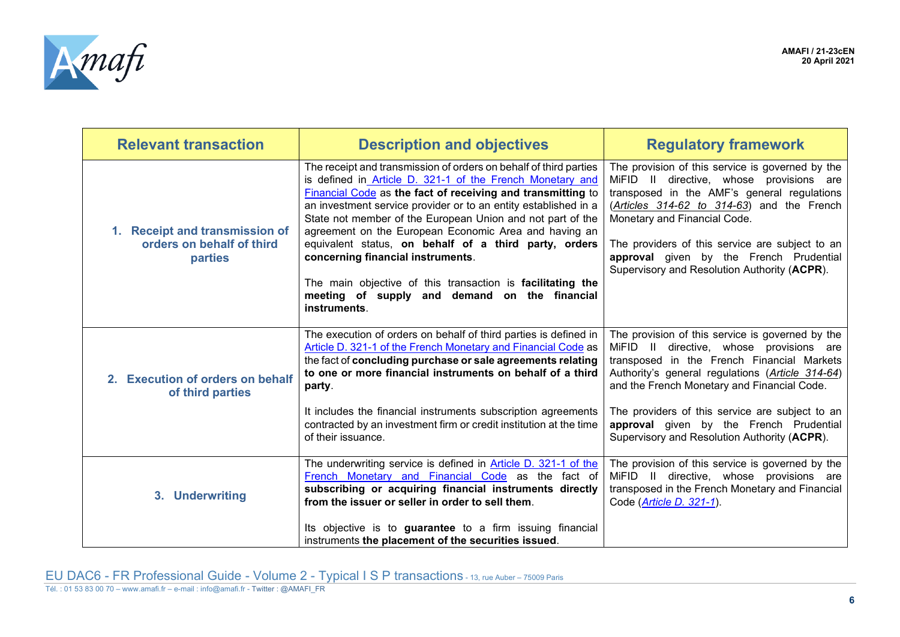| Relevant transaction | Description and objectives | Regulatory framework |
|---|---|---|
| **1. Receipt and transmission of orders on behalf of third parties** | The receipt and transmission of orders on behalf of third parties is defined in Article D. 321-1 of the French Monetary and Financial Code as **the fact of receiving and transmitting** to an investment service provider or to an entity established in a State not member of the European Union and not part of the agreement on the European Economic Area and having an equivalent status, **on behalf of a third party, orders concerning financial instruments**.<br><br>The main objective of this transaction is **facilitating the meeting of supply and demand on the financial instruments**. | The provision of this service is governed by the MiFID II directive, whose provisions are transposed in the AMF's general regulations (*Articles 314-62 to 314-63*) and the French Monetary and Financial Code.<br><br>The providers of this service are subject to an **approval** given by the French Prudential Supervisory and Resolution Authority (**ACPR**). |
| **2. Execution of orders on behalf of third parties** | The execution of orders on behalf of third parties is defined in Article D. 321-1 of the French Monetary and Financial Code as the fact of **concluding purchase or sale agreements relating to one or more financial instruments on behalf of a third party**.<br><br>It includes the financial instruments subscription agreements contracted by an investment firm or credit institution at the time of their issuance. | The provision of this service is governed by the MiFID II directive, whose provisions are transposed in the French Financial Markets Authority's general regulations (*Article 314-64*) and the French Monetary and Financial Code.<br><br>The providers of this service are subject to an **approval** given by the French Prudential Supervisory and Resolution Authority (**ACPR**). |
| **3. Underwriting** | The underwriting service is defined in Article D. 321-1 of the French Monetary and Financial Code as the fact of **subscribing or acquiring financial instruments directly from the issuer or seller in order to sell them**.<br><br>Its objective is to **guarantee** to a firm issuing financial instruments **the placement of the securities issued**. | The provision of this service is governed by the MiFID II directive, whose provisions are transposed in the French Monetary and Financial Code (*Article D. 321-1*). |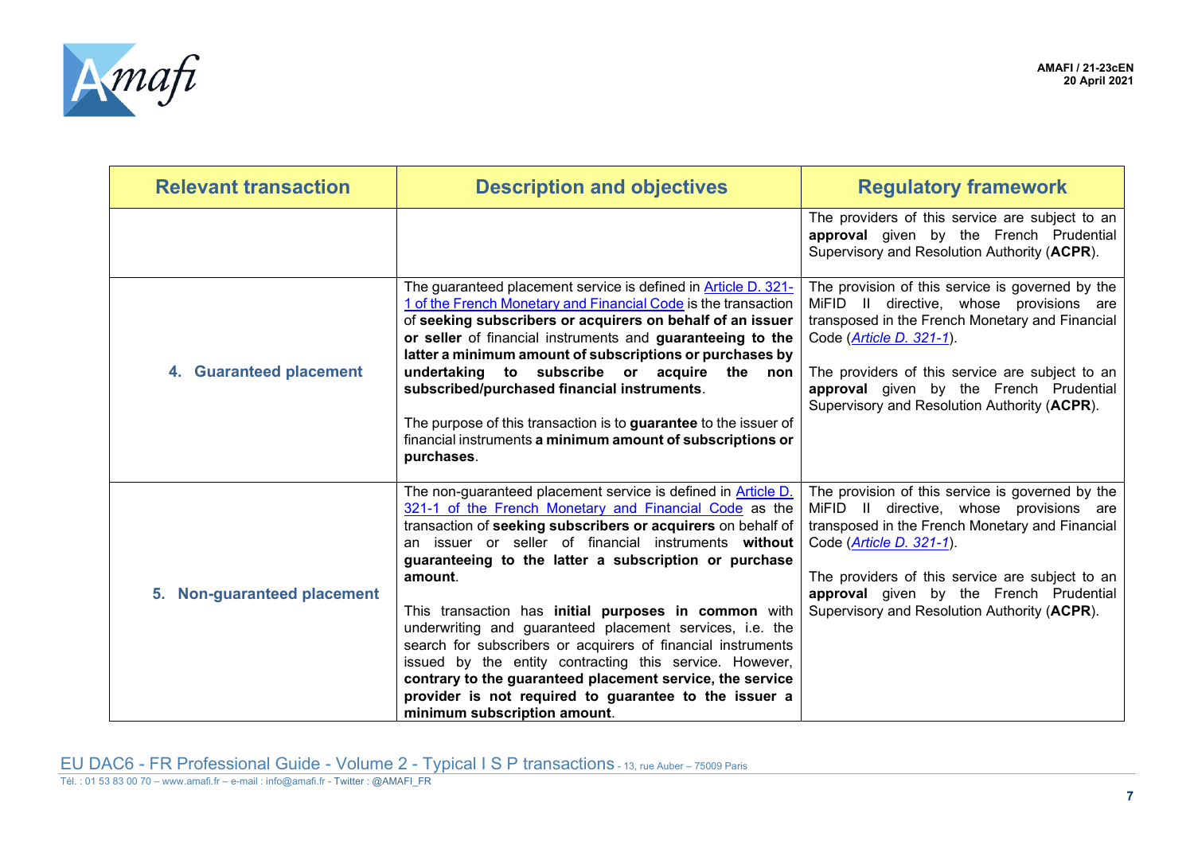| Relevant transaction | Description and objectives | Regulatory framework |
|---|---|---|
| | | The providers of this service are subject to an **approval** given by the French Prudential Supervisory and Resolution Authority (**ACPR**). |
| **4. Guaranteed placement** | The guaranteed placement service is defined in [Article D. 321-1 of the French Monetary and Financial Code](#) is the transaction of **seeking subscribers or acquirers on behalf of an issuer or seller** of financial instruments and **guaranteeing to the latter a minimum amount of subscriptions or purchases by undertaking to subscribe or acquire the non subscribed/purchased financial instruments**.<br><br>The purpose of this transaction is to **guarantee** to the issuer of financial instruments **a minimum amount of subscriptions or purchases**. | The provision of this service is governed by the MiFID II directive, whose provisions are transposed in the French Monetary and Financial Code (*[Article D. 321-1](#)*).<br><br>The providers of this service are subject to an **approval** given by the French Prudential Supervisory and Resolution Authority (**ACPR**). |
| **5. Non-guaranteed placement** | The non-guaranteed placement service is defined in [Article D. 321-1 of the French Monetary and Financial Code](#) as the transaction of **seeking subscribers or acquirers** on behalf of an issuer or seller of financial instruments **without guaranteeing to the latter a subscription or purchase amount**.<br><br>This transaction has **initial purposes in common** with underwriting and guaranteed placement services, i.e. the search for subscribers or acquirers of financial instruments issued by the entity contracting this service. However, **contrary to the guaranteed placement service, the service provider is not required to guarantee to the issuer a minimum subscription amount**. | The provision of this service is governed by the MiFID II directive, whose provisions are transposed in the French Monetary and Financial Code (*[Article D. 321-1](#)*).<br><br>The providers of this service are subject to an **approval** given by the French Prudential Supervisory and Resolution Authority (**ACPR**). |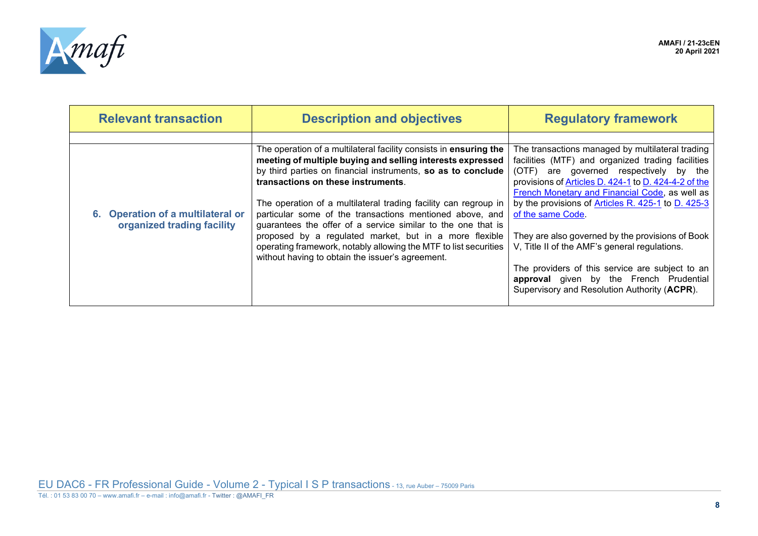| Relevant transaction | Description and objectives | Regulatory framework |
|---|---|---|
| | | |
| **6. Operation of a multilateral or organized trading facility** | The operation of a multilateral facility consists in **ensuring the meeting of multiple buying and selling interests expressed** by third parties on financial instruments, **so as to conclude transactions on these instruments**.<br><br>The operation of a multilateral trading facility can regroup in particular some of the transactions mentioned above, and guarantees the offer of a service similar to the one that is proposed by a regulated market, but in a more flexible operating framework, notably allowing the MTF to list securities without having to obtain the issuer's agreement. | The transactions managed by multilateral trading facilities (MTF) and organized trading facilities (OTF) are governed respectively by the provisions of Articles D. 424-1 to D. 424-4-2 of the French Monetary and Financial Code, as well as by the provisions of Articles R. 425-1 to D. 425-3 of the same Code.<br><br>They are also governed by the provisions of Book V, Title II of the AMF's general regulations.<br><br>The providers of this service are subject to an **approval** given by the French Prudential Supervisory and Resolution Authority (**ACPR**). |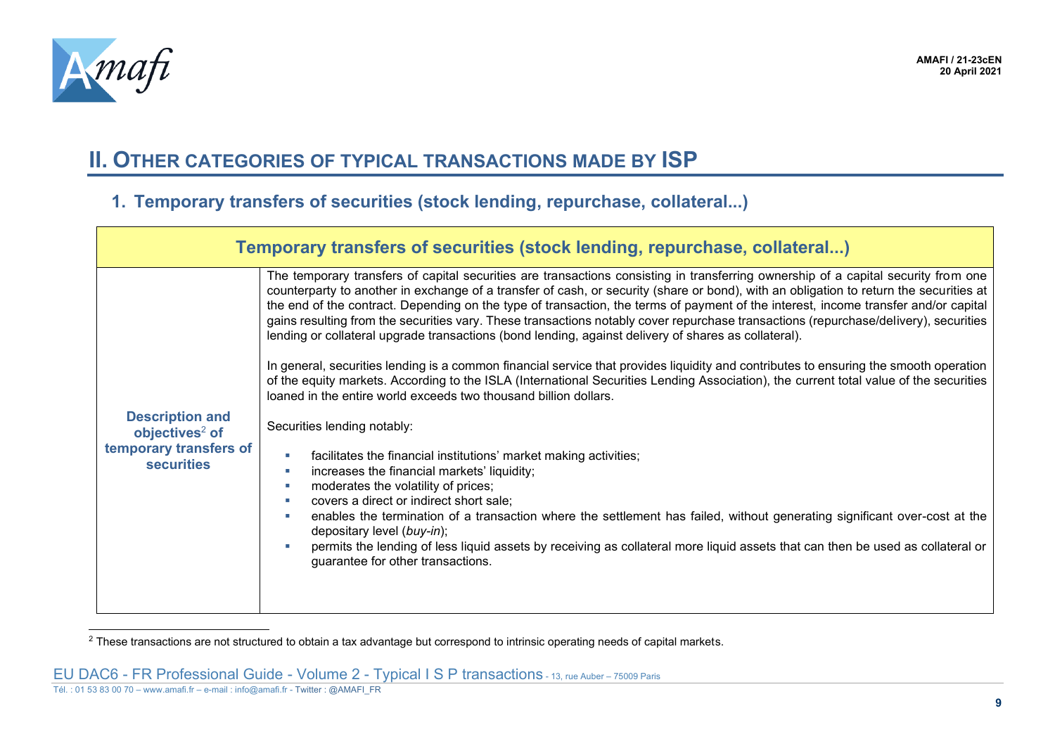## II. OTHER CATEGORIES OF TYPICAL TRANSACTIONS MADE BY ISP

### 1. Temporary transfers of securities (stock lending, repurchase, collateral...)

| Temporary transfers of securities (stock lending, repurchase, collateral...) | |
|---|---|
| **Description and objectives[2] of temporary transfers of securities** | The temporary transfers of capital securities are transactions consisting in transferring ownership of a capital security from one counterparty to another in exchange of a transfer of cash, or security (share or bond), with an obligation to return the securities at the end of the contract. Depending on the type of transaction, the terms of payment of the interest, income transfer and/or capital gains resulting from the securities vary. These transactions notably cover repurchase transactions (repurchase/delivery), securities lending or collateral upgrade transactions (bond lending, against delivery of shares as collateral).<br><br>In general, securities lending is a common financial service that provides liquidity and contributes to ensuring the smooth operation of the equity markets. According to the ISLA (International Securities Lending Association), the current total value of the securities loaned in the entire world exceeds two thousand billion dollars.<br><br>Securities lending notably:<br>▪ facilitates the financial institutions' market making activities;<br>▪ increases the financial markets' liquidity;<br>▪ moderates the volatility of prices;<br>▪ covers a direct or indirect short sale;<br>▪ enables the termination of a transaction where the settlement has failed, without generating significant over-cost at the depositary level (*buy-in*);<br>▪ permits the lending of less liquid assets by receiving as collateral more liquid assets that can then be used as collateral or guarantee for other transactions. |

[2] These transactions are not structured to obtain a tax advantage but correspond to intrinsic operating needs of capital markets.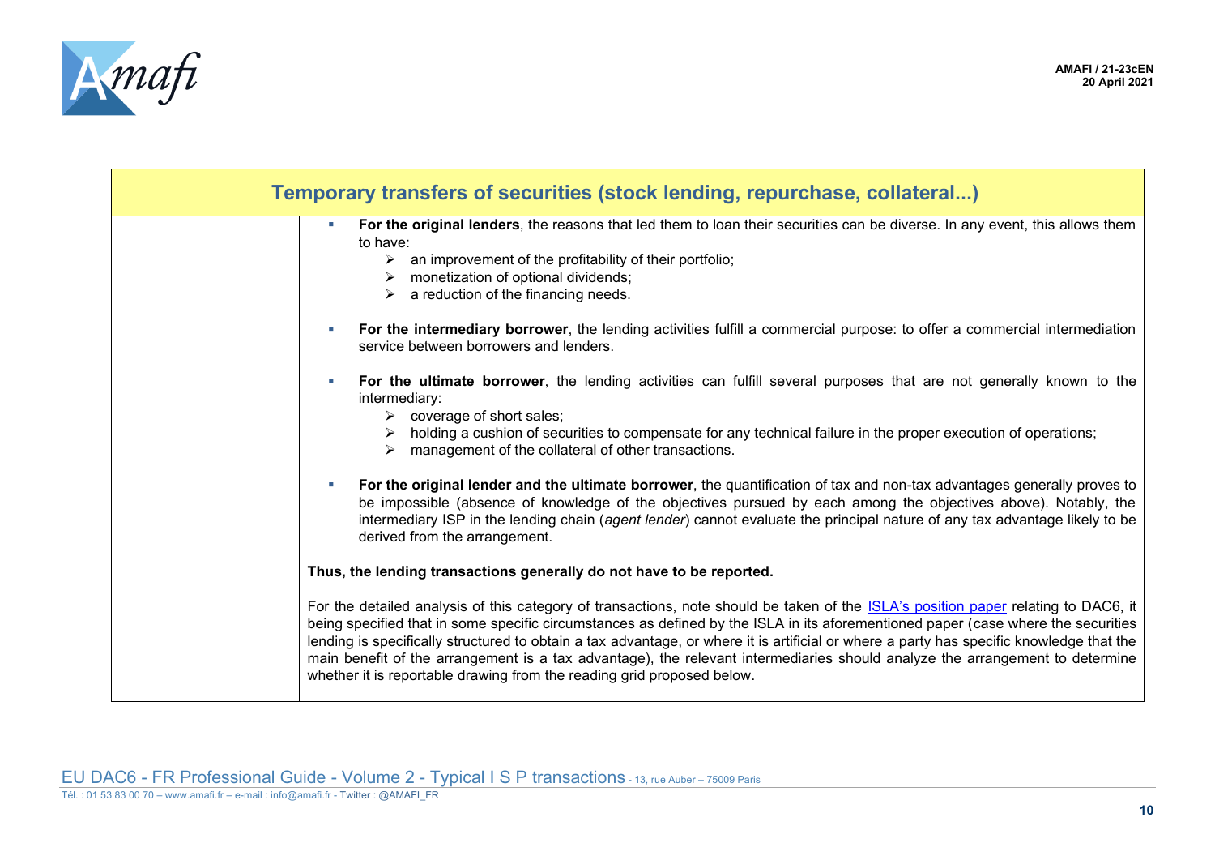| Temporary transfers of securities (stock lending, repurchase, collateral...) | |
|---|---|
| | ▪ **For the original lenders**, the reasons that led them to loan their securities can be diverse. In any event, this allows them to have:<br>➢ an improvement of the profitability of their portfolio;<br>➢ monetization of optional dividends;<br>➢ a reduction of the financing needs.<br><br>▪ **For the intermediary borrower**, the lending activities fulfill a commercial purpose: to offer a commercial intermediation service between borrowers and lenders.<br><br>▪ **For the ultimate borrower**, the lending activities can fulfill several purposes that are not generally known to the intermediary:<br>➢ coverage of short sales;<br>➢ holding a cushion of securities to compensate for any technical failure in the proper execution of operations;<br>➢ management of the collateral of other transactions.<br><br>▪ **For the original lender and the ultimate borrower**, the quantification of tax and non-tax advantages generally proves to be impossible (absence of knowledge of the objectives pursued by each among the objectives above). Notably, the intermediary ISP in the lending chain (*agent lender*) cannot evaluate the principal nature of any tax advantage likely to be derived from the arrangement.<br><br>**Thus, the lending transactions generally do not have to be reported.**<br><br>For the detailed analysis of this category of transactions, note should be taken of the ISLA's position paper relating to DAC6, it being specified that in some specific circumstances as defined by the ISLA in its aforementioned paper (case where the securities lending is specifically structured to obtain a tax advantage, or where it is artificial or where a party has specific knowledge that the main benefit of the arrangement is a tax advantage), the relevant intermediaries should analyze the arrangement to determine whether it is reportable drawing from the reading grid proposed below. |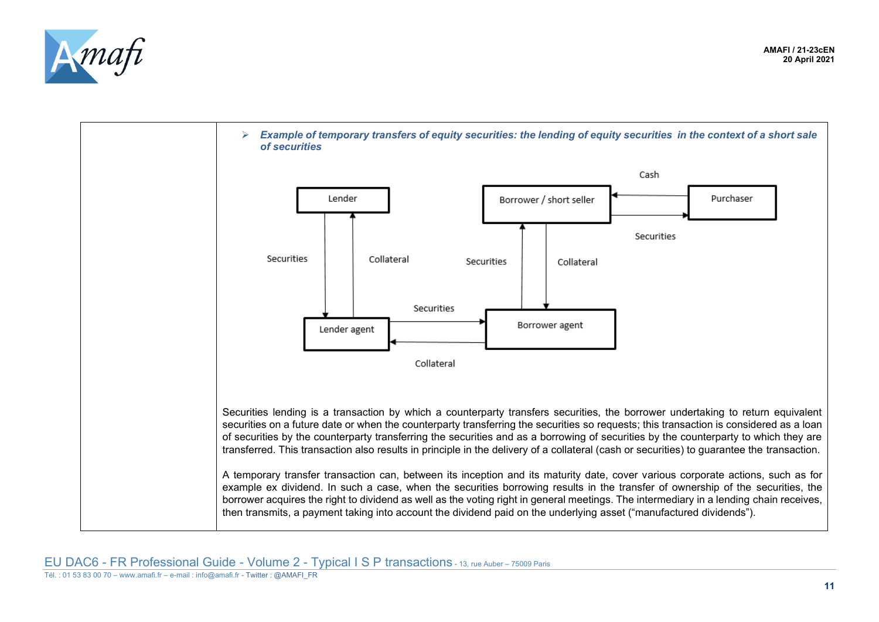- ***Example of temporary transfers of equity securities: the lending of equity securities in the context of a short sale of securities***

Lender

Securities

Collateral

Lender agent

Securities

Collateral

Borrower / short seller

Securities

Collateral

Borrower agent

Cash

Securities

Purchaser

Securities lending is a transaction by which a counterparty transfers securities, the borrower undertaking to return equivalent securities on a future date or when the counterparty transferring the securities so requests; this transaction is considered as a loan of securities by the counterparty transferring the securities and as a borrowing of securities by the counterparty to which they are transferred. This transaction also results in principle in the delivery of a collateral (cash or securities) to guarantee the transaction.

A temporary transfer transaction can, between its inception and its maturity date, cover various corporate actions, such as for example ex dividend. In such a case, when the securities borrowing results in the transfer of ownership of the securities, the borrower acquires the right to dividend as well as the voting right in general meetings. The intermediary in a lending chain receives, then transmits, a payment taking into account the dividend paid on the underlying asset ("manufactured dividends").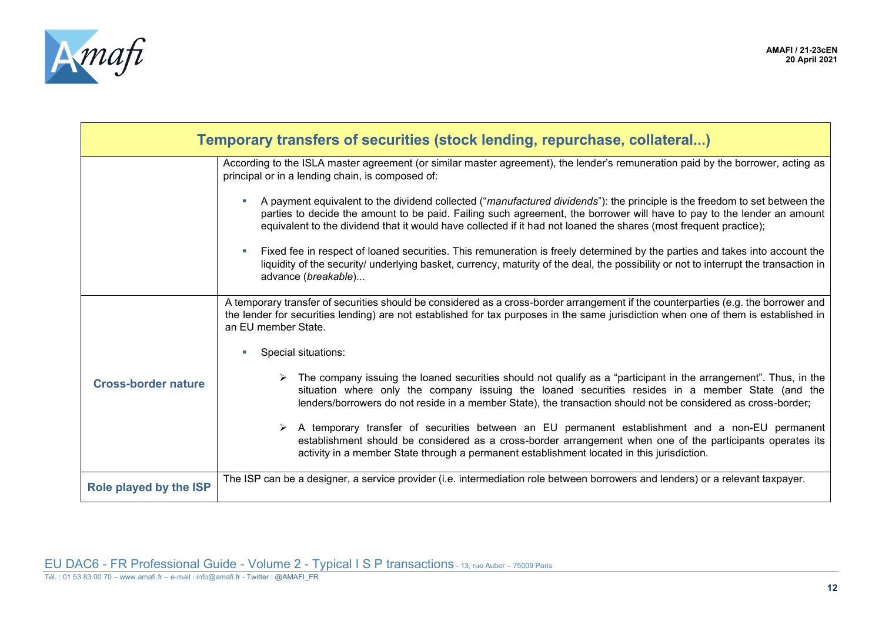| Temporary transfers of securities (stock lending, repurchase, collateral...) | |
|---|---|
| | According to the ISLA master agreement (or similar master agreement), the lender's remuneration paid by the borrower, acting as principal or in a lending chain, is composed of:<br><br>▪ A payment equivalent to the dividend collected ("*manufactured dividends*"): the principle is the freedom to set between the parties to decide the amount to be paid. Failing such agreement, the borrower will have to pay to the lender an amount equivalent to the dividend that it would have collected if it had not loaned the shares (most frequent practice);<br><br>▪ Fixed fee in respect of loaned securities. This remuneration is freely determined by the parties and takes into account the liquidity of the security/ underlying basket, currency, maturity of the deal, the possibility or not to interrupt the transaction in advance (*breakable*)... |
| **Cross-border nature** | A temporary transfer of securities should be considered as a cross-border arrangement if the counterparties (e.g. the borrower and the lender for securities lending) are not established for tax purposes in the same jurisdiction when one of them is established in an EU member State.<br><br>▪ Special situations:<br><br>➢ The company issuing the loaned securities should not qualify as a "participant in the arrangement". Thus, in the situation where only the company issuing the loaned securities resides in a member State (and the lenders/borrowers do not reside in a member State), the transaction should not be considered as cross-border;<br><br>➢ A temporary transfer of securities between an EU permanent establishment and a non-EU permanent establishment should be considered as a cross-border arrangement when one of the participants operates its activity in a member State through a permanent establishment located in this jurisdiction. |
| **Role played by the ISP** | The ISP can be a designer, a service provider (i.e. intermediation role between borrowers and lenders) or a relevant taxpayer. |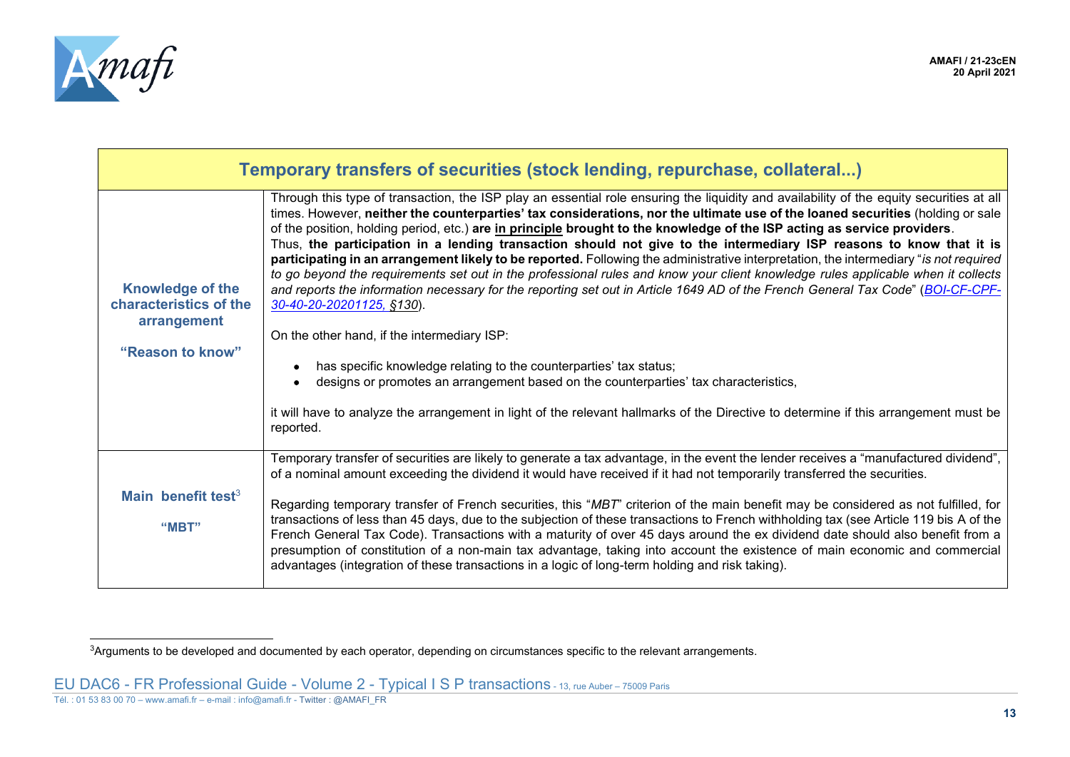| Temporary transfers of securities (stock lending, repurchase, collateral...) | |
|---|---|
| **Knowledge of the characteristics of the arrangement**<br><br>**"Reason to know"** | Through this type of transaction, the ISP play an essential role ensuring the liquidity and availability of the equity securities at all times. However, **neither the counterparties' tax considerations, nor the ultimate use of the loaned securities** (holding or sale of the position, holding period, etc.) **are <u>in principle</u> brought to the knowledge of the ISP acting as service providers**.<br>Thus, **the participation in a lending transaction should not give to the intermediary ISP reasons to know that it is participating in an arrangement likely to be reported.** Following the administrative interpretation, the intermediary "*is not required to go beyond the requirements set out in the professional rules and know your client knowledge rules applicable when it collects and reports the information necessary for the reporting set out in Article 1649 AD of the French General Tax Code*" (*BOI-CF-CPF-30-40-20-20201125, §130*).<br><br>On the other hand, if the intermediary ISP:<br><br>• has specific knowledge relating to the counterparties' tax status;<br>• designs or promotes an arrangement based on the counterparties' tax characteristics,<br><br>it will have to analyze the arrangement in light of the relevant hallmarks of the Directive to determine if this arrangement must be reported. |
| **Main benefit test**[3]<br><br>**"MBT"** | Temporary transfer of securities are likely to generate a tax advantage, in the event the lender receives a "manufactured dividend", of a nominal amount exceeding the dividend it would have received if it had not temporarily transferred the securities.<br><br>Regarding temporary transfer of French securities, this "*MBT*" criterion of the main benefit may be considered as not fulfilled, for transactions of less than 45 days, due to the subjection of these transactions to French withholding tax (see Article 119 bis A of the French General Tax Code). Transactions with a maturity of over 45 days around the ex dividend date should also benefit from a presumption of constitution of a non-main tax advantage, taking into account the existence of main economic and commercial advantages (integration of these transactions in a logic of long-term holding and risk taking). |

[3] Arguments to be developed and documented by each operator, depending on circumstances specific to the relevant arrangements.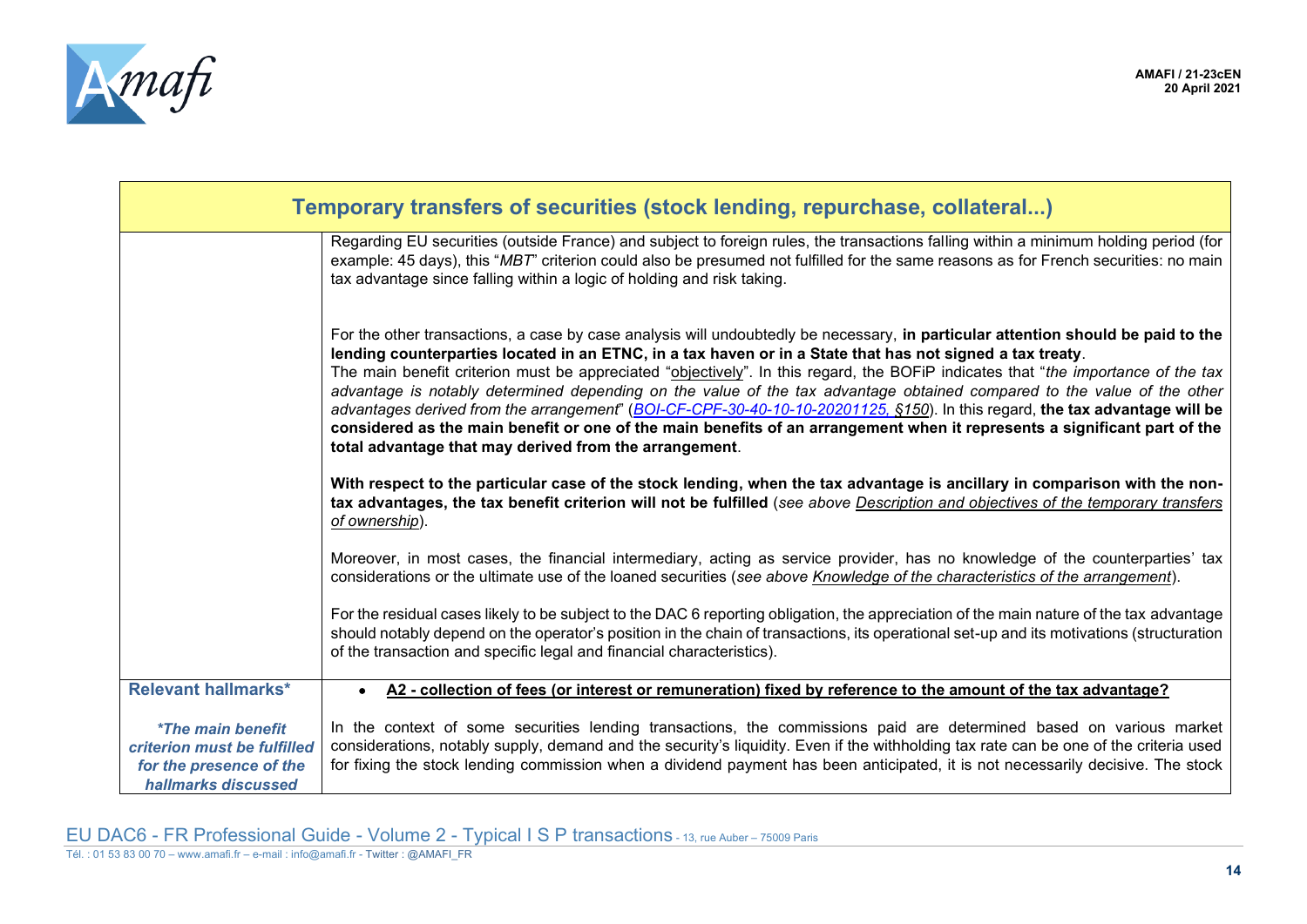| Temporary transfers of securities (stock lending, repurchase, collateral...) | |
|---|---|
| | Regarding EU securities (outside France) and subject to foreign rules, the transactions falling within a minimum holding period (for example: 45 days), this "*MBT*" criterion could also be presumed not fulfilled for the same reasons as for French securities: no main tax advantage since falling within a logic of holding and risk taking.<br><br>For the other transactions, a case by case analysis will undoubtedly be necessary, **in particular attention should be paid to the lending counterparties located in an ETNC, in a tax haven or in a State that has not signed a tax treaty**.<br>The main benefit criterion must be appreciated "objectively". In this regard, the BOFiP indicates that "*the importance of the tax advantage is notably determined depending on the value of the tax advantage obtained compared to the value of the other advantages derived from the arrangement*" (*BOI-CF-CPF-30-40-10-10-20201125, §150*). In this regard, **the tax advantage will be considered as the main benefit or one of the main benefits of an arrangement when it represents a significant part of the total advantage that may derived from the arrangement**.<br><br>**With respect to the particular case of the stock lending, when the tax advantage is ancillary in comparison with the non-tax advantages, the tax benefit criterion will not be fulfilled** (*see above Description and objectives of the temporary transfers of ownership*).<br><br>Moreover, in most cases, the financial intermediary, acting as service provider, has no knowledge of the counterparties' tax considerations or the ultimate use of the loaned securities (*see above Knowledge of the characteristics of the arrangement*).<br><br>For the residual cases likely to be subject to the DAC 6 reporting obligation, the appreciation of the main nature of the tax advantage should notably depend on the operator's position in the chain of transactions, its operational set-up and its motivations (structuration of the transaction and specific legal and financial characteristics). |
| **Relevant hallmarks***<br><br>***The main benefit criterion must be fulfilled for the presence of the hallmarks discussed*** | • **A2 - collection of fees (or interest or remuneration) fixed by reference to the amount of the tax advantage?**<br><br>In the context of some securities lending transactions, the commissions paid are determined based on various market considerations, notably supply, demand and the security's liquidity. Even if the withholding tax rate can be one of the criteria used for fixing the stock lending commission when a dividend payment has been anticipated, it is not necessarily decisive. The stock |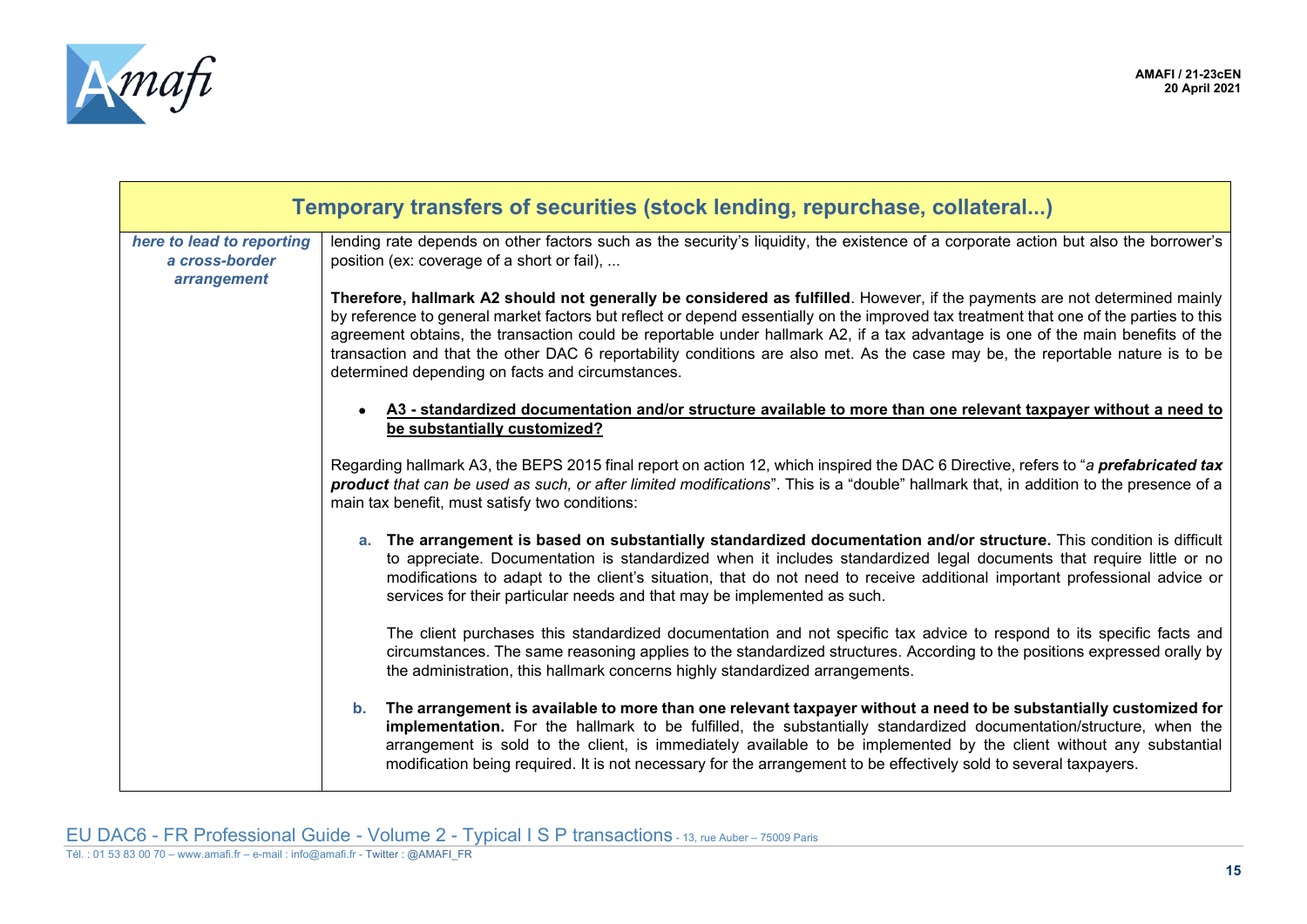| Temporary transfers of securities (stock lending, repurchase, collateral...) | |
|---|---|
| ***here to lead to reporting a cross-border arrangement*** | lending rate depends on other factors such as the security's liquidity, the existence of a corporate action but also the borrower's position (ex: coverage of a short or fail), ...<br><br>**Therefore, hallmark A2 should not generally be considered as fulfilled**. However, if the payments are not determined mainly by reference to general market factors but reflect or depend essentially on the improved tax treatment that one of the parties to this agreement obtains, the transaction could be reportable under hallmark A2, if a tax advantage is one of the main benefits of the transaction and that the other DAC 6 reportability conditions are also met. As the case may be, the reportable nature is to be determined depending on facts and circumstances.<br><br>• **A3 - standardized documentation and/or structure available to more than one relevant taxpayer without a need to be substantially customized?**<br><br>Regarding hallmark A3, the BEPS 2015 final report on action 12, which inspired the DAC 6 Directive, refers to "*a **prefabricated tax product** that can be used as such, or after limited modifications*". This is a "double" hallmark that, in addition to the presence of a main tax benefit, must satisfy two conditions:<br><br>a. **The arrangement is based on substantially standardized documentation and/or structure.** This condition is difficult to appreciate. Documentation is standardized when it includes standardized legal documents that require little or no modifications to adapt to the client's situation, that do not need to receive additional important professional advice or services for their particular needs and that may be implemented as such.<br><br>The client purchases this standardized documentation and not specific tax advice to respond to its specific facts and circumstances. The same reasoning applies to the standardized structures. According to the positions expressed orally by the administration, this hallmark concerns highly standardized arrangements.<br><br>b. **The arrangement is available to more than one relevant taxpayer without a need to be substantially customized for implementation.** For the hallmark to be fulfilled, the substantially standardized documentation/structure, when the arrangement is sold to the client, is immediately available to be implemented by the client without any substantial modification being required. It is not necessary for the arrangement to be effectively sold to several taxpayers. |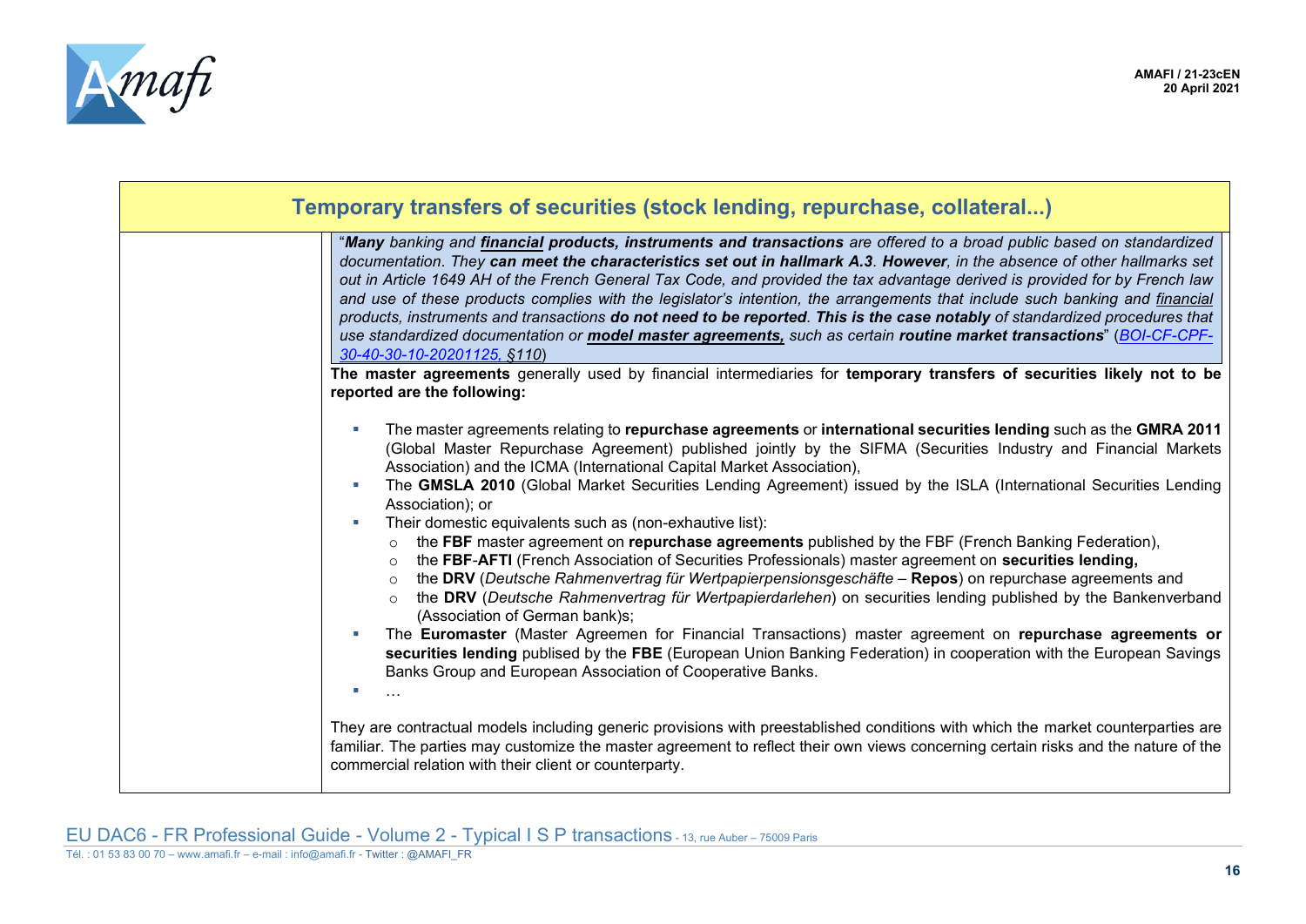## Temporary transfers of securities (stock lending, repurchase, collateral...)

"***Many** banking and **financial products, instruments and transactions** are offered to a broad public based on standardized documentation. They **can meet the characteristics set out in hallmark A.3**. **However**, in the absence of other hallmarks set out in Article 1649 AH of the French General Tax Code, and provided the tax advantage derived is provided for by French law and use of these products complies with the legislator's intention, the arrangements that include such banking and financial products, instruments and transactions **do not need to be reported**. **This is the case notably** of standardized procedures that use standardized documentation or **model master agreements,** such as certain **routine market transactions***" (*BOI-CF-CPF-30-40-30-10-20201125, §110*)

**The master agreements** generally used by financial intermediaries for **temporary transfers of securities likely not to be reported are the following:**

- The master agreements relating to **repurchase agreements** or **international securities lending** such as the **GMRA 2011** (Global Master Repurchase Agreement) published jointly by the SIFMA (Securities Industry and Financial Markets Association) and the ICMA (International Capital Market Association),
- The **GMSLA 2010** (Global Market Securities Lending Agreement) issued by the ISLA (International Securities Lending Association); or
- Their domestic equivalents such as (non-exhautive list):
  - the **FBF** master agreement on **repurchase agreements** published by the FBF (French Banking Federation),
  - the **FBF**-**AFTI** (French Association of Securities Professionals) master agreement on **securities lending,**
  - the **DRV** (*Deutsche Rahmenvertrag für Wertpapierpensionsgeschäfte* – **Repos**) on repurchase agreements and
  - the **DRV** (*Deutsche Rahmenvertrag für Wertpapierdarlehen*) on securities lending published by the Bankenverband (Association of German bank);
- The **Euromaster** (Master Agreemen for Financial Transactions) master agreement on **repurchase agreements or securities lending** publised by the **FBE** (European Union Banking Federation) in cooperation with the European Savings Banks Group and European Association of Cooperative Banks.
- …

They are contractual models including generic provisions with preestablished conditions with which the market counterparties are familiar. The parties may customize the master agreement to reflect their own views concerning certain risks and the nature of the commercial relation with their client or counterparty.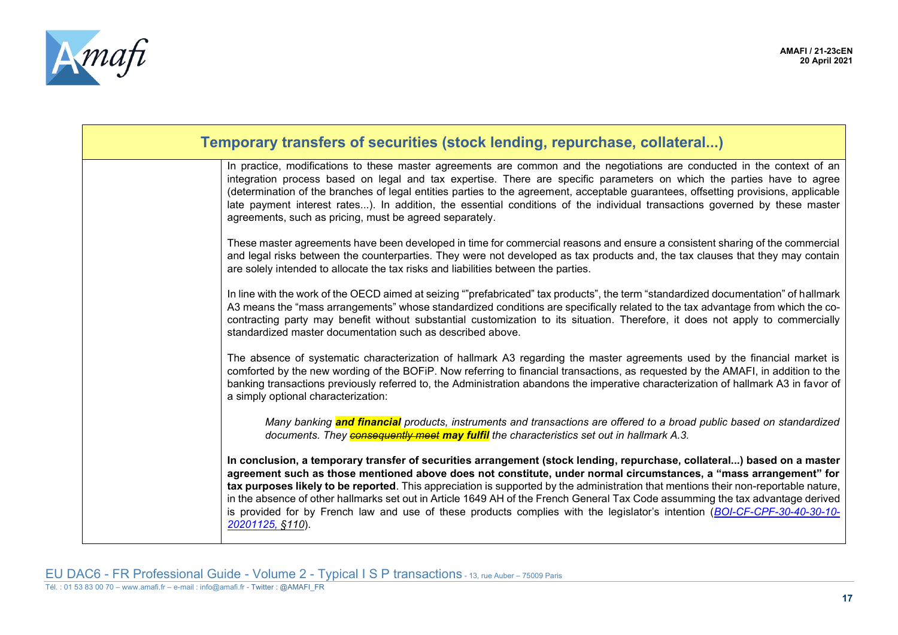| Temporary transfers of securities (stock lending, repurchase, collateral...) | |
|---|---|
| | In practice, modifications to these master agreements are common and the negotiations are conducted in the context of an integration process based on legal and tax expertise. There are specific parameters on which the parties have to agree (determination of the branches of legal entities parties to the agreement, acceptable guarantees, offsetting provisions, applicable late payment interest rates...). In addition, the essential conditions of the individual transactions governed by these master agreements, such as pricing, must be agreed separately.<br><br>These master agreements have been developed in time for commercial reasons and ensure a consistent sharing of the commercial and legal risks between the counterparties. They were not developed as tax products and, the tax clauses that they may contain are solely intended to allocate the tax risks and liabilities between the parties.<br><br>In line with the work of the OECD aimed at seizing ""prefabricated" tax products", the term "standardized documentation" of hallmark A3 means the "mass arrangements" whose standardized conditions are specifically related to the tax advantage from which the co-contracting party may benefit without substantial customization to its situation. Therefore, it does not apply to commercially standardized master documentation such as described above.<br><br>The absence of systematic characterization of hallmark A3 regarding the master agreements used by the financial market is comforted by the new wording of the BOFiP. Now referring to financial transactions, as requested by the AMAFI, in addition to the banking transactions previously referred to, the Administration abandons the imperative characterization of hallmark A3 in favor of a simply optional characterization:<br><br>*Many banking **and financial** products, instruments and transactions are offered to a broad public based on standardized documents. They ~~consequently meet~~ **may fulfil** the characteristics set out in hallmark A.3.*<br><br>**In conclusion, a temporary transfer of securities arrangement (stock lending, repurchase, collateral...) based on a master agreement such as those mentioned above does not constitute, under normal circumstances, a "mass arrangement" for tax purposes likely to be reported**. This appreciation is supported by the administration that mentions their non-reportable nature, in the absence of other hallmarks set out in Article 1649 AH of the French General Tax Code assumming the tax advantage derived is provided for by French law and use of these products complies with the legislator's intention (*BOI-CF-CPF-30-40-30-10-20201125, §110*). |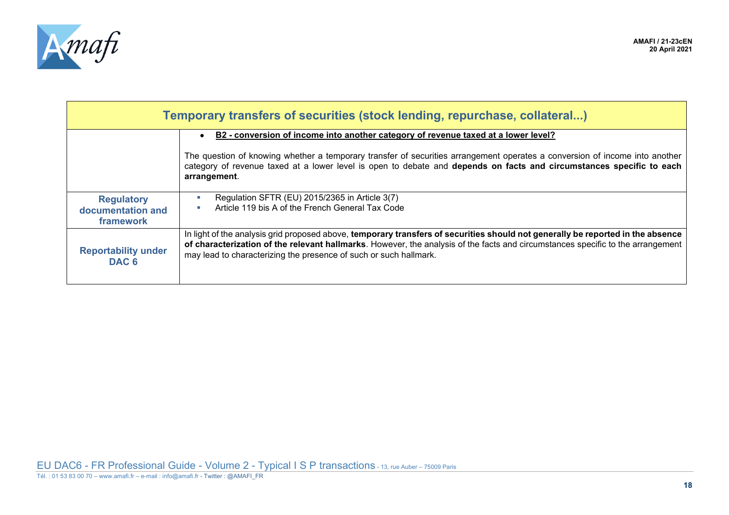| Temporary transfers of securities (stock lending, repurchase, collateral...) | |
|---|---|
| | • **B2 - conversion of income into another category of revenue taxed at a lower level?**<br><br>The question of knowing whether a temporary transfer of securities arrangement operates a conversion of income into another category of revenue taxed at a lower level is open to debate and **depends on facts and circumstances specific to each arrangement**. |
| **Regulatory documentation and framework** | ▪ Regulation SFTR (EU) 2015/2365 in Article 3(7)<br>▪ Article 119 bis A of the French General Tax Code |
| **Reportability under DAC 6** | In light of the analysis grid proposed above, **temporary transfers of securities should not generally be reported in the absence of characterization of the relevant hallmarks**. However, the analysis of the facts and circumstances specific to the arrangement may lead to characterizing the presence of such or such hallmark. |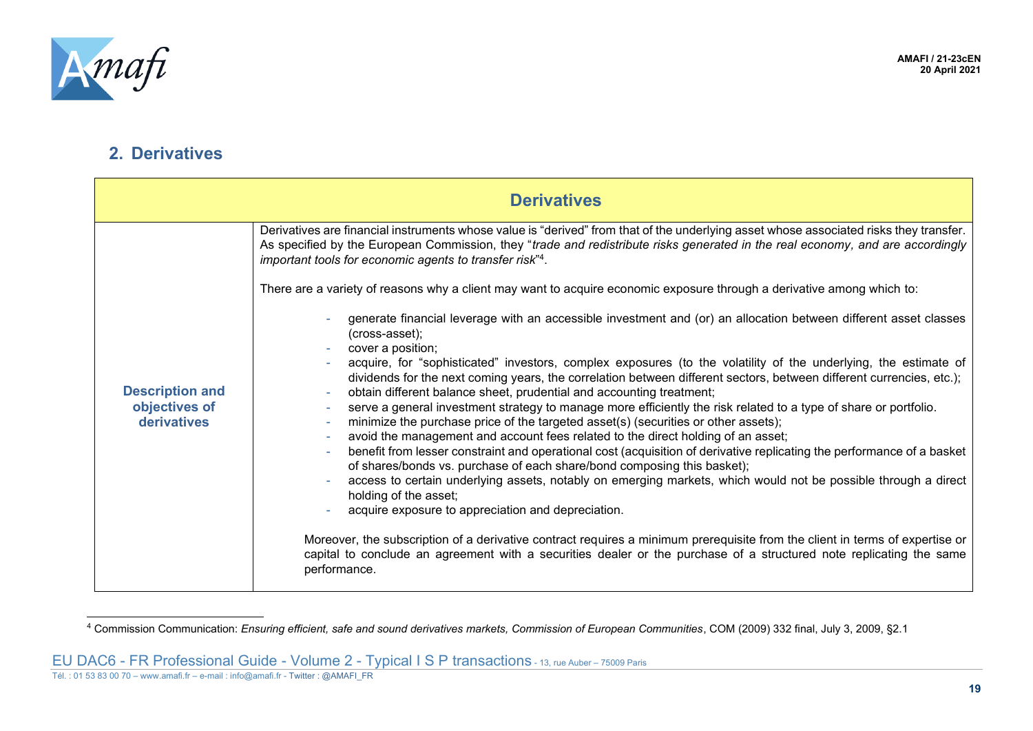## 2. Derivatives

| **Derivatives** | |
|---|---|
| **Description and objectives of derivatives** | Derivatives are financial instruments whose value is "derived" from that of the underlying asset whose associated risks they transfer. As specified by the European Commission, they "*trade and redistribute risks generated in the real economy, and are accordingly important tools for economic agents to transfer risk*"[4].<br><br>There are a variety of reasons why a client may want to acquire economic exposure through a derivative among which to:<br><br>- generate financial leverage with an accessible investment and (or) an allocation between different asset classes (cross-asset);<br>- cover a position;<br>- acquire, for "sophisticated" investors, complex exposures (to the volatility of the underlying, the estimate of dividends for the next coming years, the correlation between different sectors, between different currencies, etc.);<br>- obtain different balance sheet, prudential and accounting treatment;<br>- serve a general investment strategy to manage more efficiently the risk related to a type of share or portfolio.<br>- minimize the purchase price of the targeted asset(s) (securities or other assets);<br>- avoid the management and account fees related to the direct holding of an asset;<br>- benefit from lesser constraint and operational cost (acquisition of derivative replicating the performance of a basket of shares/bonds vs. purchase of each share/bond composing this basket);<br>- access to certain underlying assets, notably on emerging markets, which would not be possible through a direct holding of the asset;<br>- acquire exposure to appreciation and depreciation.<br><br>Moreover, the subscription of a derivative contract requires a minimum prerequisite from the client in terms of expertise or capital to conclude an agreement with a securities dealer or the purchase of a structured note replicating the same performance. |

[4] Commission Communication: *Ensuring efficient, safe and sound derivatives markets, Commission of European Communities*, COM (2009) 332 final, July 3, 2009, §2.1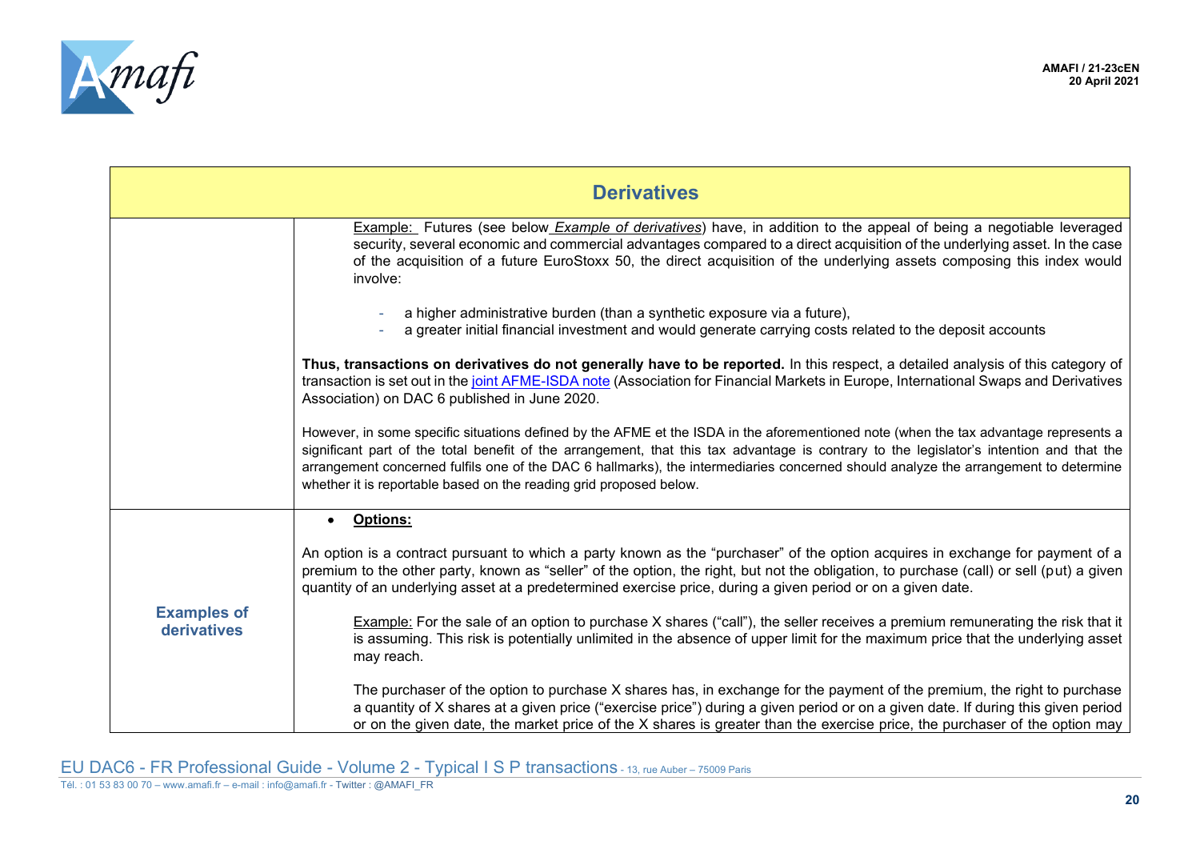| Derivatives | |
|---|---|
| | Example: Futures (see below *Example of derivatives*) have, in addition to the appeal of being a negotiable leveraged security, several economic and commercial advantages compared to a direct acquisition of the underlying asset. In the case of the acquisition of a future EuroStoxx 50, the direct acquisition of the underlying assets composing this index would involve:<br><br>- a higher administrative burden (than a synthetic exposure via a future),<br>- a greater initial financial investment and would generate carrying costs related to the deposit accounts<br><br>**Thus, transactions on derivatives do not generally have to be reported.** In this respect, a detailed analysis of this category of transaction is set out in the joint AFME-ISDA note (Association for Financial Markets in Europe, International Swaps and Derivatives Association) on DAC 6 published in June 2020.<br><br>However, in some specific situations defined by the AFME et the ISDA in the aforementioned note (when the tax advantage represents a significant part of the total benefit of the arrangement, that this tax advantage is contrary to the legislator's intention and that the arrangement concerned fulfils one of the DAC 6 hallmarks), the intermediaries concerned should analyze the arrangement to determine whether it is reportable based on the reading grid proposed below. |
| **Examples of derivatives** | • **Options:**<br><br>An option is a contract pursuant to which a party known as the "purchaser" of the option acquires in exchange for payment of a premium to the other party, known as "seller" of the option, the right, but not the obligation, to purchase (call) or sell (put) a given quantity of an underlying asset at a predetermined exercise price, during a given period or on a given date.<br><br>Example: For the sale of an option to purchase X shares ("call"), the seller receives a premium remunerating the risk that it is assuming. This risk is potentially unlimited in the absence of upper limit for the maximum price that the underlying asset may reach.<br><br>The purchaser of the option to purchase X shares has, in exchange for the payment of the premium, the right to purchase a quantity of X shares at a given price ("exercise price") during a given period or on a given date. If during this given period or on the given date, the market price of the X shares is greater than the exercise price, the purchaser of the option may |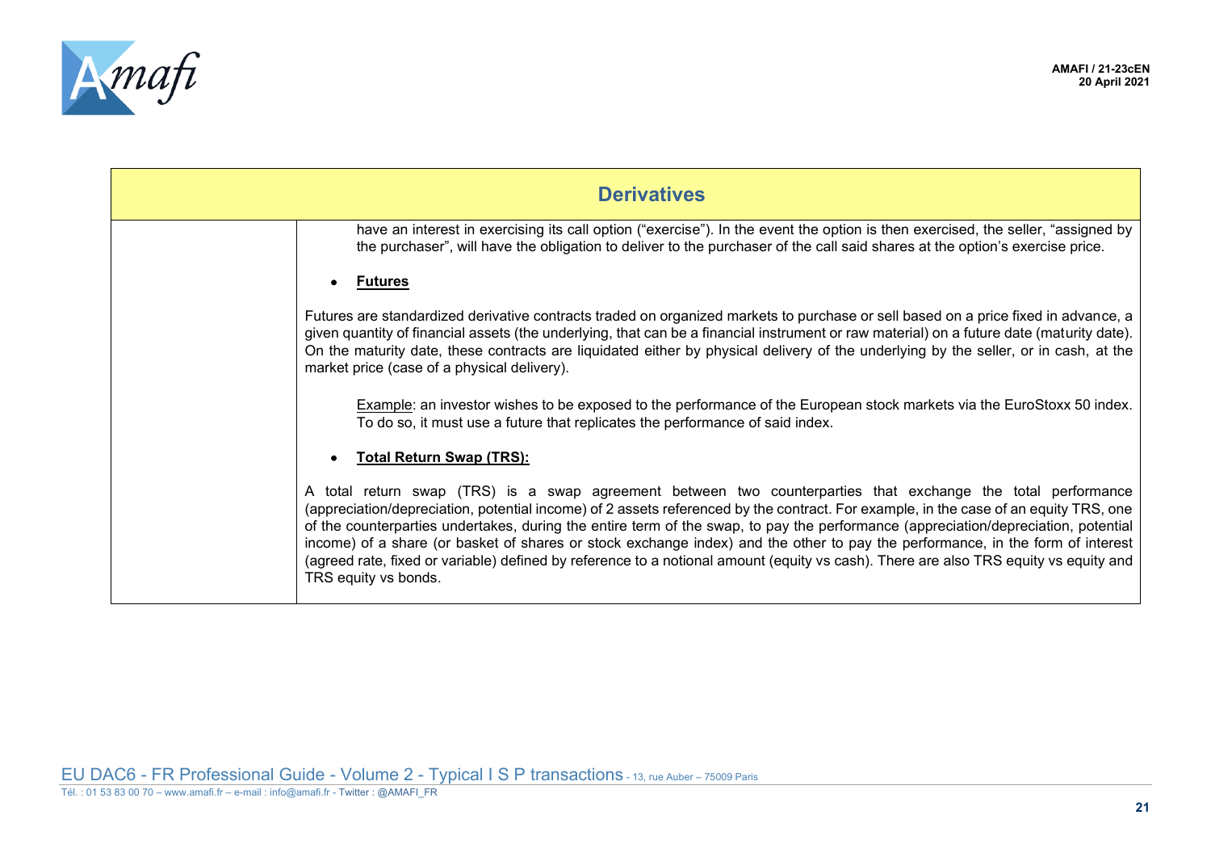| Derivatives | |
| --- | --- |
| | have an interest in exercising its call option ("exercise"). In the event the option is then exercised, the seller, "assigned by the purchaser", will have the obligation to deliver to the purchaser of the call said shares at the option's exercise price.<br><br>• **Futures**<br><br>Futures are standardized derivative contracts traded on organized markets to purchase or sell based on a price fixed in advance, a given quantity of financial assets (the underlying, that can be a financial instrument or raw material) on a future date (maturity date). On the maturity date, these contracts are liquidated either by physical delivery of the underlying by the seller, or in cash, at the market price (case of a physical delivery).<br><br>Example: an investor wishes to be exposed to the performance of the European stock markets via the EuroStoxx 50 index. To do so, it must use a future that replicates the performance of said index.<br><br>• **Total Return Swap (TRS):**<br><br>A total return swap (TRS) is a swap agreement between two counterparties that exchange the total performance (appreciation/depreciation, potential income) of 2 assets referenced by the contract. For example, in the case of an equity TRS, one of the counterparties undertakes, during the entire term of the swap, to pay the performance (appreciation/depreciation, potential income) of a share (or basket of shares or stock exchange index) and the other to pay the performance, in the form of interest (agreed rate, fixed or variable) defined by reference to a notional amount (equity vs cash). There are also TRS equity vs equity and TRS equity vs bonds. |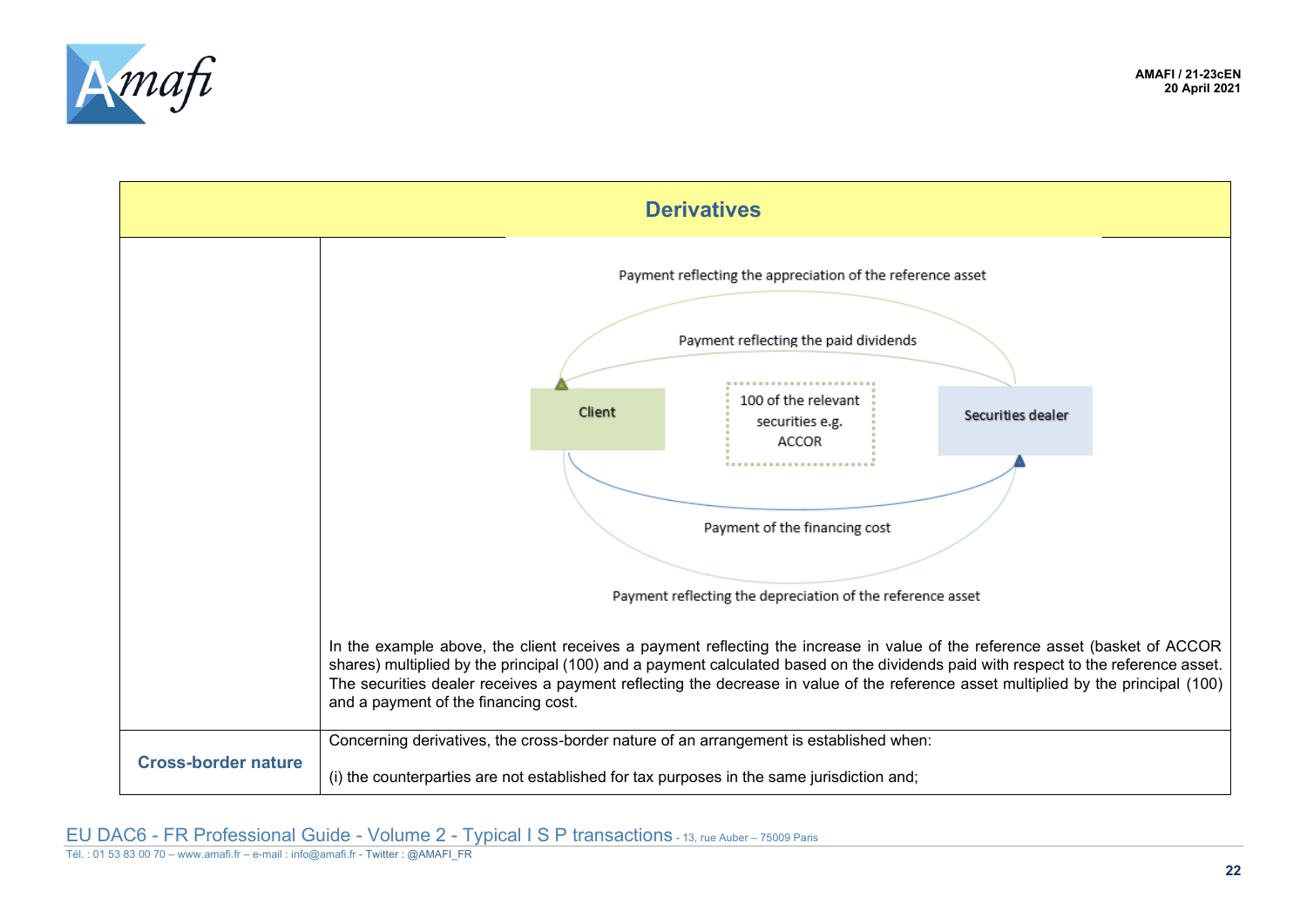| Derivatives | |
|---|---|
| | Payment reflecting the appreciation of the reference asset<br><br>Payment reflecting the paid dividends<br><br>Client — 100 of the relevant securities e.g. ACCOR — Securities dealer<br><br>Payment of the financing cost<br><br>Payment reflecting the depreciation of the reference asset<br><br>In the example above, the client receives a payment reflecting the increase in value of the reference asset (basket of ACCOR shares) multiplied by the principal (100) and a payment calculated based on the dividends paid with respect to the reference asset. The securities dealer receives a payment reflecting the decrease in value of the reference asset multiplied by the principal (100) and a payment of the financing cost. |
| **Cross-border nature** | Concerning derivatives, the cross-border nature of an arrangement is established when:<br><br>(i) the counterparties are not established for tax purposes in the same jurisdiction and; |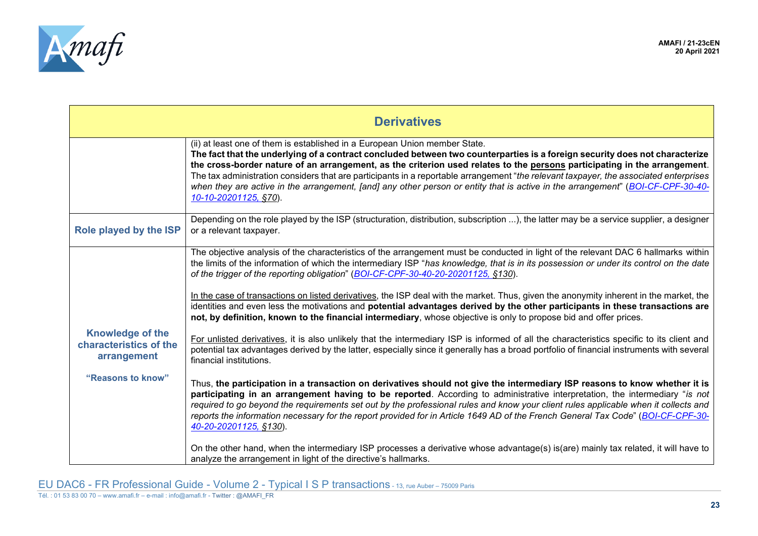| Derivatives | |
|---|---|
| | (ii) at least one of them is established in a European Union member State.<br>**The fact that the underlying of a contract concluded between two counterparties is a foreign security does not characterize the cross-border nature of an arrangement, as the criterion used relates to the persons participating in the arrangement**.<br>The tax administration considers that are participants in a reportable arrangement "*the relevant taxpayer, the associated enterprises when they are active in the arrangement, [and] any other person or entity that is active in the arrangement*" (*BOI-CF-CPF-30-40-10-10-20201125, §70*). |
| **Role played by the ISP** | Depending on the role played by the ISP (structuration, distribution, subscription ...), the latter may be a service supplier, a designer or a relevant taxpayer. |
| **Knowledge of the characteristics of the arrangement**<br><br>**"Reasons to know"** | The objective analysis of the characteristics of the arrangement must be conducted in light of the relevant DAC 6 hallmarks within the limits of the information of which the intermediary ISP "*has knowledge, that is in its possession or under its control on the date of the trigger of the reporting obligation*" (*BOI-CF-CPF-30-40-20-20201125, §130*).<br><br>In the case of transactions on listed derivatives, the ISP deal with the market. Thus, given the anonymity inherent in the market, the identities and even less the motivations and **potential advantages derived by the other participants in these transactions are not, by definition, known to the financial intermediary**, whose objective is only to propose bid and offer prices.<br><br>For unlisted derivatives, it is also unlikely that the intermediary ISP is informed of all the characteristics specific to its client and potential tax advantages derived by the latter, especially since it generally has a broad portfolio of financial instruments with several financial institutions.<br><br>Thus, **the participation in a transaction on derivatives should not give the intermediary ISP reasons to know whether it is participating in an arrangement having to be reported**. According to administrative interpretation, the intermediary "*is not required to go beyond the requirements set out by the professional rules and know your client rules applicable when it collects and reports the information necessary for the report provided for in Article 1649 AD of the French General Tax Code*" (*BOI-CF-CPF-30-40-20-20201125, §130*).<br><br>On the other hand, when the intermediary ISP processes a derivative whose advantage(s) is(are) mainly tax related, it will have to analyze the arrangement in light of the directive's hallmarks. |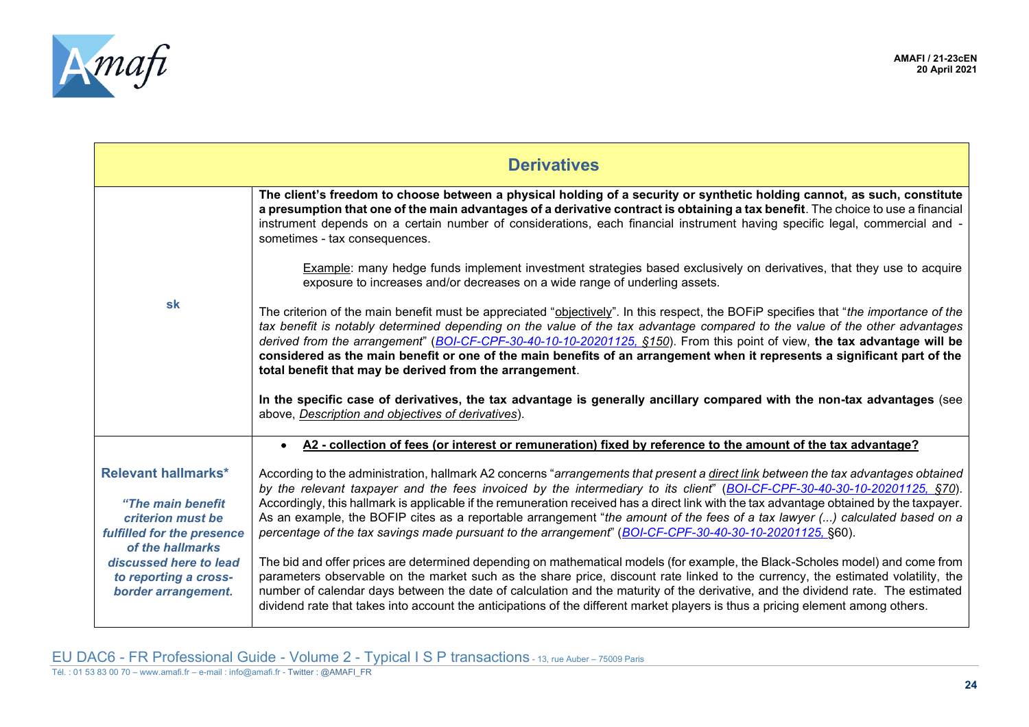| Derivatives | |
|---|---|
| sk | **The client's freedom to choose between a physical holding of a security or synthetic holding cannot, as such, constitute a presumption that one of the main advantages of a derivative contract is obtaining a tax benefit**. The choice to use a financial instrument depends on a certain number of considerations, each financial instrument having specific legal, commercial and - sometimes - tax consequences.<br><br>Example: many hedge funds implement investment strategies based exclusively on derivatives, that they use to acquire exposure to increases and/or decreases on a wide range of underling assets.<br><br>The criterion of the main benefit must be appreciated "objectively". In this respect, the BOFiP specifies that "*the importance of the tax benefit is notably determined depending on the value of the tax advantage compared to the value of the other advantages derived from the arrangement*" (*BOI-CF-CPF-30-40-10-10-20201125, §150*). From this point of view, **the tax advantage will be considered as the main benefit or one of the main benefits of an arrangement when it represents a significant part of the total benefit that may be derived from the arrangement**.<br><br>**In the specific case of derivatives, the tax advantage is generally ancillary compared with the non-tax advantages** (see above, *Description and objectives of derivatives*). |
| **Relevant hallmarks***<br><br>***"The main benefit criterion must be fulfilled for the presence of the hallmarks discussed here to lead to reporting a cross-border arrangement.*** | - **A2 - collection of fees (or interest or remuneration) fixed by reference to the amount of the tax advantage?**<br><br>According to the administration, hallmark A2 concerns "*arrangements that present a direct link between the tax advantages obtained by the relevant taxpayer and the fees invoiced by the intermediary to its client*" (*BOI-CF-CPF-30-40-30-10-20201125, §70*). Accordingly, this hallmark is applicable if the remuneration received has a direct link with the tax advantage obtained by the taxpayer. As an example, the BOFIP cites as a reportable arrangement "*the amount of the fees of a tax lawyer (...) calculated based on a percentage of the tax savings made pursuant to the arrangement*" (*BOI-CF-CPF-30-40-30-10-20201125,* §60).<br><br>The bid and offer prices are determined depending on mathematical models (for example, the Black-Scholes model) and come from parameters observable on the market such as the share price, discount rate linked to the currency, the estimated volatility, the number of calendar days between the date of calculation and the maturity of the derivative, and the dividend rate. The estimated dividend rate that takes into account the anticipations of the different market players is thus a pricing element among others. |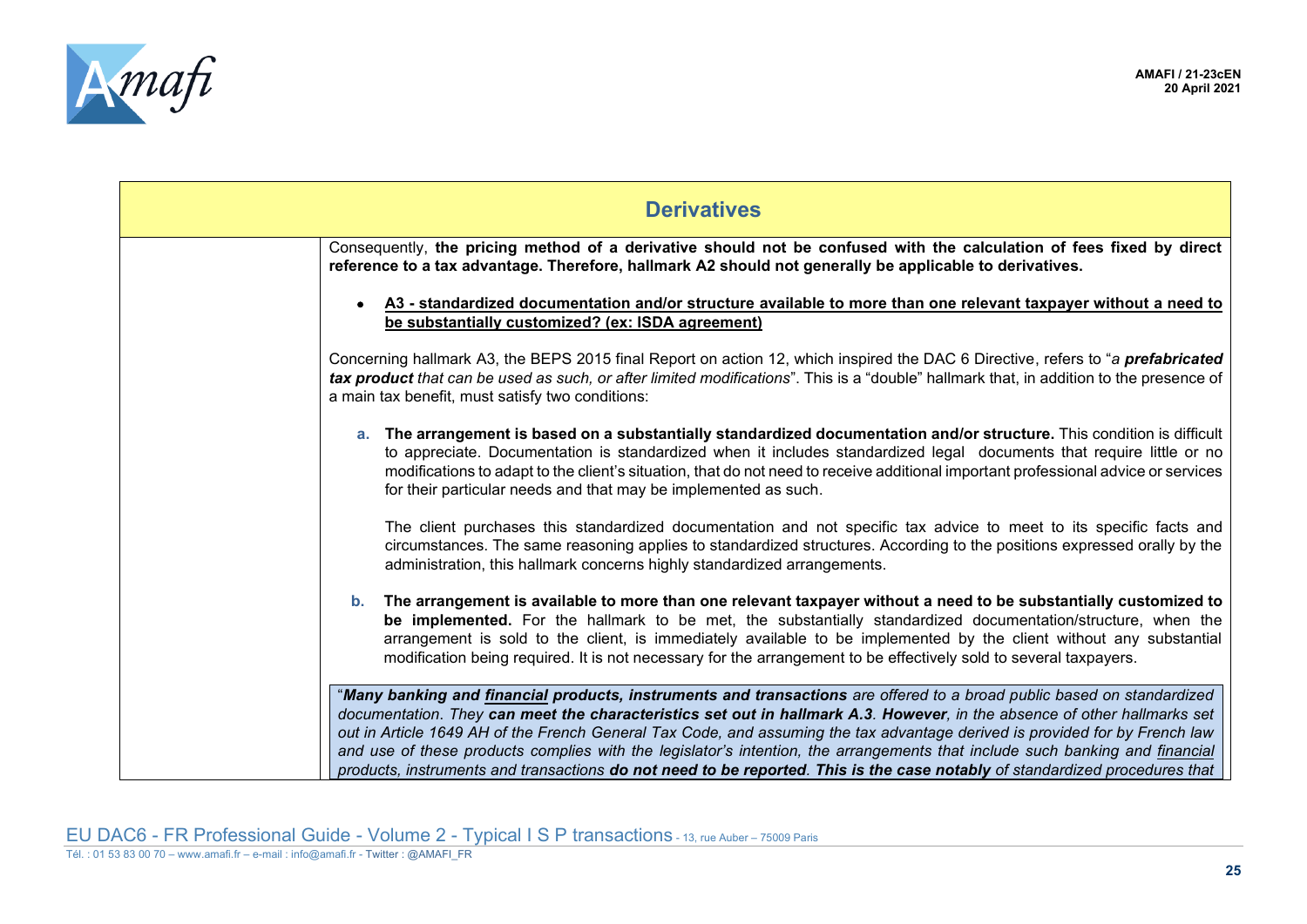| Derivatives | |
|---|---|
| | Consequently, **the pricing method of a derivative should not be confused with the calculation of fees fixed by direct reference to a tax advantage. Therefore, hallmark A2 should not generally be applicable to derivatives.** |

- **<u>A3 - standardized documentation and/or structure available to more than one relevant taxpayer without a need to be substantially customized? (ex: ISDA agreement)</u>**

Concerning hallmark A3, the BEPS 2015 final Report on action 12, which inspired the DAC 6 Directive, refers to "*a **prefabricated tax product** that can be used as such, or after limited modifications*". This is a "double" hallmark that, in addition to the presence of a main tax benefit, must satisfy two conditions:

a. **The arrangement is based on a substantially standardized documentation and/or structure.** This condition is difficult to appreciate. Documentation is standardized when it includes standardized legal documents that require little or no modifications to adapt to the client's situation, that do not need to receive additional important professional advice or services for their particular needs and that may be implemented as such.

   The client purchases this standardized documentation and not specific tax advice to meet to its specific facts and circumstances. The same reasoning applies to standardized structures. According to the positions expressed orally by the administration, this hallmark concerns highly standardized arrangements.

b. **The arrangement is available to more than one relevant taxpayer without a need to be substantially customized to be implemented.** For the hallmark to be met, the substantially standardized documentation/structure, when the arrangement is sold to the client, is immediately available to be implemented by the client without any substantial modification being required. It is not necessary for the arrangement to be effectively sold to several taxpayers.

> "***Many banking and <u>financial</u> products, instruments and transactions** are offered to a broad public based on standardized documentation. They **can meet the characteristics set out in hallmark A.3**. **However**, in the absence of other hallmarks set out in Article 1649 AH of the French General Tax Code, and assuming the tax advantage derived is provided for by French law and use of these products complies with the legislator's intention, the arrangements that include such banking and <u>financial</u> products, instruments and transactions **do not need to be reported**. **This is the case notably** of standardized procedures that*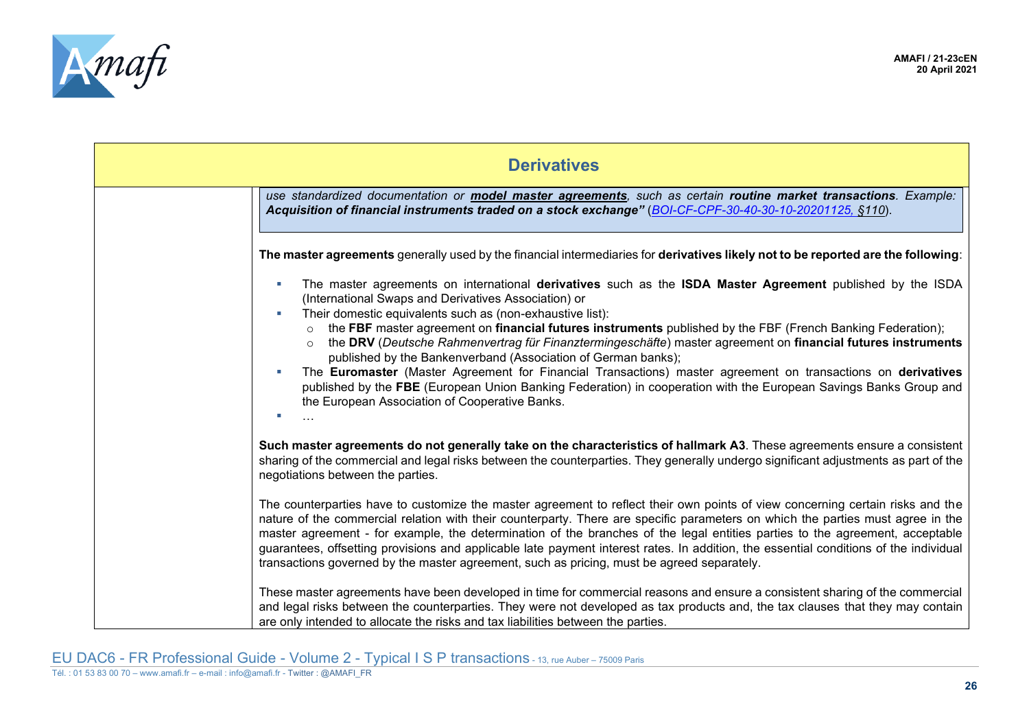## Derivatives

| | |
|---|---|
| | *use standardized documentation or* ***model master agreements****, such as certain* ***routine market transactions****. Example:* ***Acquisition of financial instruments traded on a stock exchange"*** (*BOI-CF-CPF-30-40-30-10-20201125, §110*).<br><br>**The master agreements** generally used by the financial intermediaries for **derivatives likely not to be reported are the following**:<br><br>- The master agreements on international **derivatives** such as the **ISDA Master Agreement** published by the ISDA (International Swaps and Derivatives Association) or<br>- Their domestic equivalents such as (non-exhaustive list):<br>  - the **FBF** master agreement on **financial futures instruments** published by the FBF (French Banking Federation);<br>  - the **DRV** (*Deutsche Rahmenvertrag für Finanztermingeschäfte*) master agreement on **financial futures instruments** published by the Bankenverband (Association of German banks);<br>- The **Euromaster** (Master Agreement for Financial Transactions) master agreement on transactions on **derivatives** published by the **FBE** (European Union Banking Federation) in cooperation with the European Savings Banks Group and the European Association of Cooperative Banks.<br>- …<br><br>**Such master agreements do not generally take on the characteristics of hallmark A3**. These agreements ensure a consistent sharing of the commercial and legal risks between the counterparties. They generally undergo significant adjustments as part of the negotiations between the parties.<br><br>The counterparties have to customize the master agreement to reflect their own points of view concerning certain risks and the nature of the commercial relation with their counterparty. There are specific parameters on which the parties must agree in the master agreement - for example, the determination of the branches of the legal entities parties to the agreement, acceptable guarantees, offsetting provisions and applicable late payment interest rates. In addition, the essential conditions of the individual transactions governed by the master agreement, such as pricing, must be agreed separately.<br><br>These master agreements have been developed in time for commercial reasons and ensure a consistent sharing of the commercial and legal risks between the counterparties. They were not developed as tax products and, the tax clauses that they may contain are only intended to allocate the risks and tax liabilities between the parties. |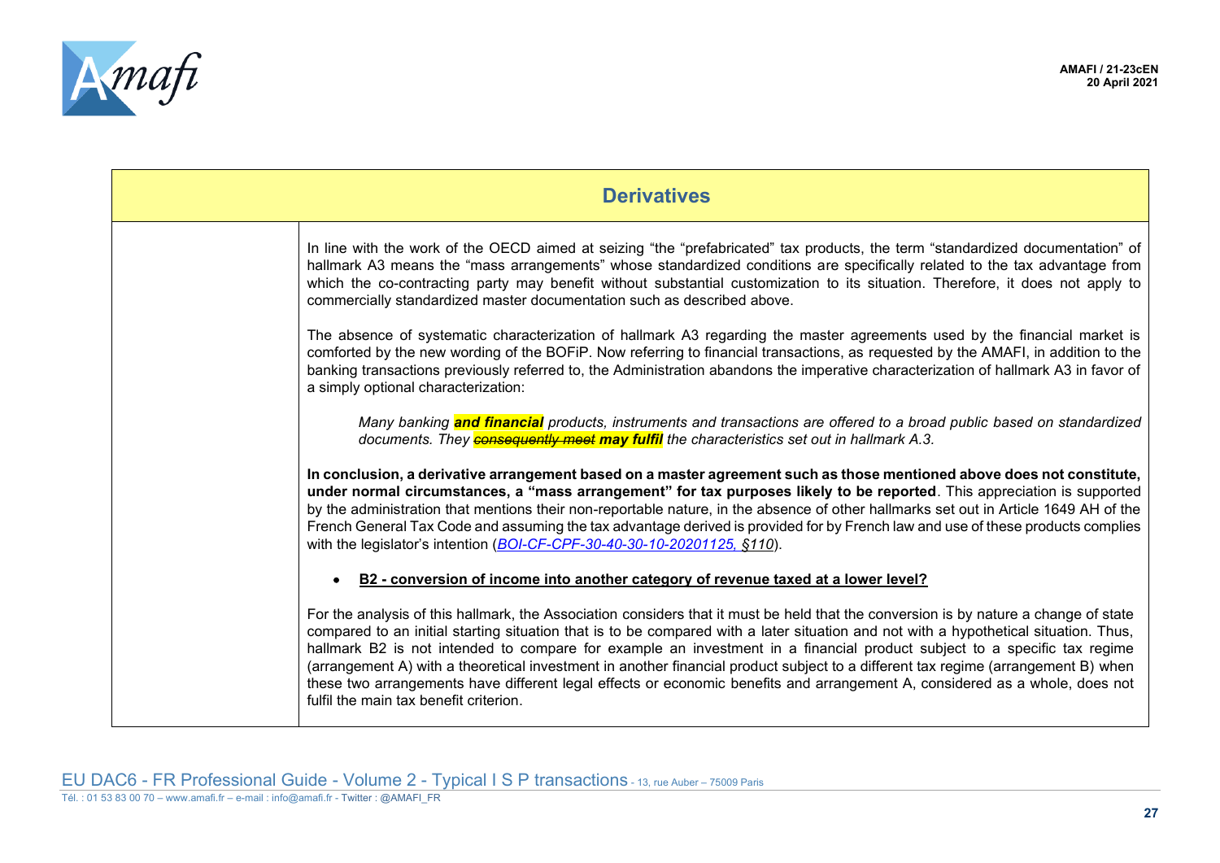| Derivatives | |
|---|---|
| | In line with the work of the OECD aimed at seizing "the "prefabricated" tax products, the term "standardized documentation" of hallmark A3 means the "mass arrangements" whose standardized conditions are specifically related to the tax advantage from which the co-contracting party may benefit without substantial customization to its situation. Therefore, it does not apply to commercially standardized master documentation such as described above.<br><br>The absence of systematic characterization of hallmark A3 regarding the master agreements used by the financial market is comforted by the new wording of the BOFiP. Now referring to financial transactions, as requested by the AMAFI, in addition to the banking transactions previously referred to, the Administration abandons the imperative characterization of hallmark A3 in favor of a simply optional characterization:<br><br>*Many banking* ***and financial*** *products, instruments and transactions are offered to a broad public based on standardized documents. They* ~~*consequently meet*~~ ***may fulfil*** *the characteristics set out in hallmark A.3.*<br><br>**In conclusion, a derivative arrangement based on a master agreement such as those mentioned above does not constitute, under normal circumstances, a "mass arrangement" for tax purposes likely to be reported**. This appreciation is supported by the administration that mentions their non-reportable nature, in the absence of other hallmarks set out in Article 1649 AH of the French General Tax Code and assuming the tax advantage derived is provided for by French law and use of these products complies with the legislator's intention (*BOI-CF-CPF-30-40-30-10-20201125, §110*).<br><br>• **B2 - conversion of income into another category of revenue taxed at a lower level?**<br><br>For the analysis of this hallmark, the Association considers that it must be held that the conversion is by nature a change of state compared to an initial starting situation that is to be compared with a later situation and not with a hypothetical situation. Thus, hallmark B2 is not intended to compare for example an investment in a financial product subject to a specific tax regime (arrangement A) with a theoretical investment in another financial product subject to a different tax regime (arrangement B) when these two arrangements have different legal effects or economic benefits and arrangement A, considered as a whole, does not fulfil the main tax benefit criterion. |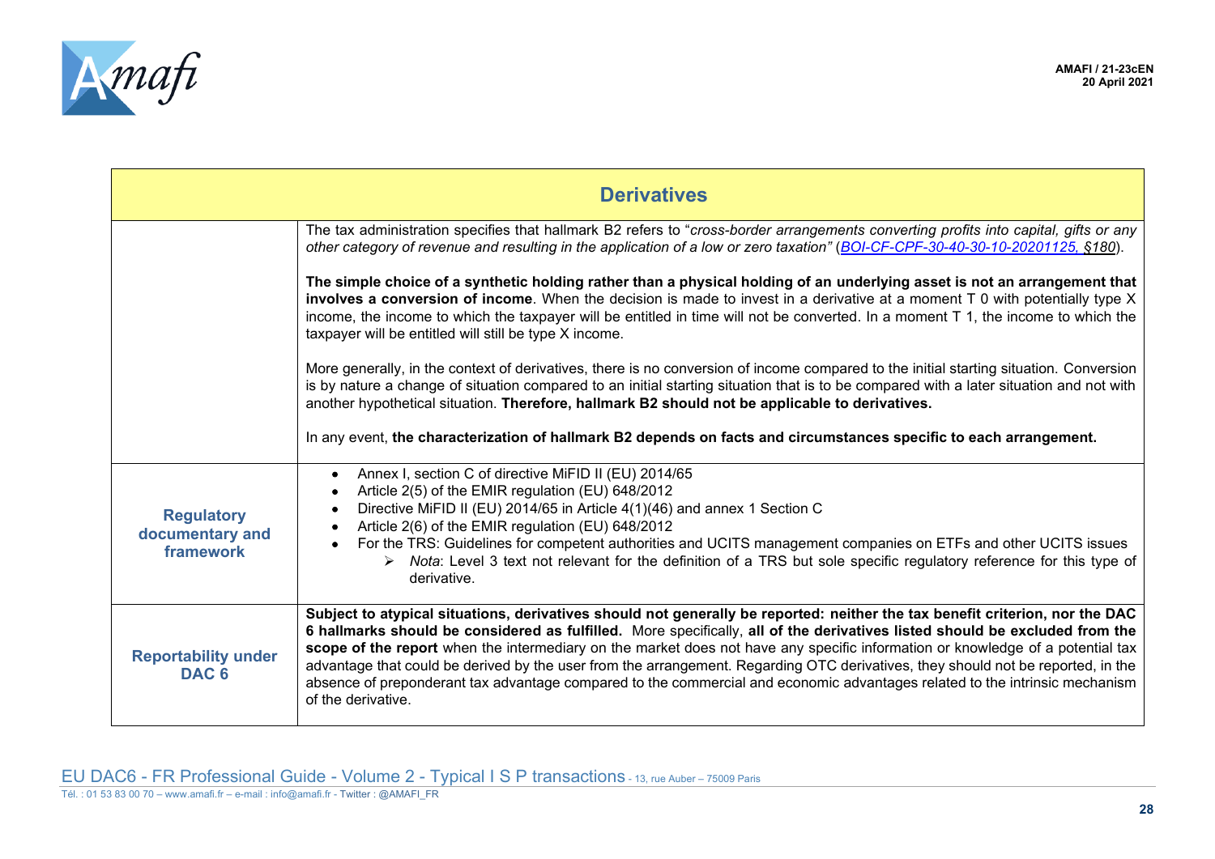| Derivatives | |
|---|---|
| | The tax administration specifies that hallmark B2 refers to "*cross-border arrangements converting profits into capital, gifts or any other category of revenue and resulting in the application of a low or zero taxation*" (*BOI-CF-CPF-30-40-30-10-20201125, §180*).<br><br>**The simple choice of a synthetic holding rather than a physical holding of an underlying asset is not an arrangement that involves a conversion of income**. When the decision is made to invest in a derivative at a moment T 0 with potentially type X income, the income to which the taxpayer will be entitled in time will not be converted. In a moment T 1, the income to which the taxpayer will be entitled will still be type X income.<br><br>More generally, in the context of derivatives, there is no conversion of income compared to the initial starting situation. Conversion is by nature a change of situation compared to an initial starting situation that is to be compared with a later situation and not with another hypothetical situation. **Therefore, hallmark B2 should not be applicable to derivatives.**<br><br>In any event, **the characterization of hallmark B2 depends on facts and circumstances specific to each arrangement.** |
| **Regulatory documentary and framework** | • Annex I, section C of directive MiFID II (EU) 2014/65<br>• Article 2(5) of the EMIR regulation (EU) 648/2012<br>• Directive MiFID II (EU) 2014/65 in Article 4(1)(46) and annex 1 Section C<br>• Article 2(6) of the EMIR regulation (EU) 648/2012<br>• For the TRS: Guidelines for competent authorities and UCITS management companies on ETFs and other UCITS issues<br>  ➢ *Nota*: Level 3 text not relevant for the definition of a TRS but sole specific regulatory reference for this type of derivative. |
| **Reportability under DAC 6** | **Subject to atypical situations, derivatives should not generally be reported: neither the tax benefit criterion, nor the DAC 6 hallmarks should be considered as fulfilled.** More specifically, **all of the derivatives listed should be excluded from the scope of the report** when the intermediary on the market does not have any specific information or knowledge of a potential tax advantage that could be derived by the user from the arrangement. Regarding OTC derivatives, they should not be reported, in the absence of preponderant tax advantage compared to the commercial and economic advantages related to the intrinsic mechanism of the derivative. |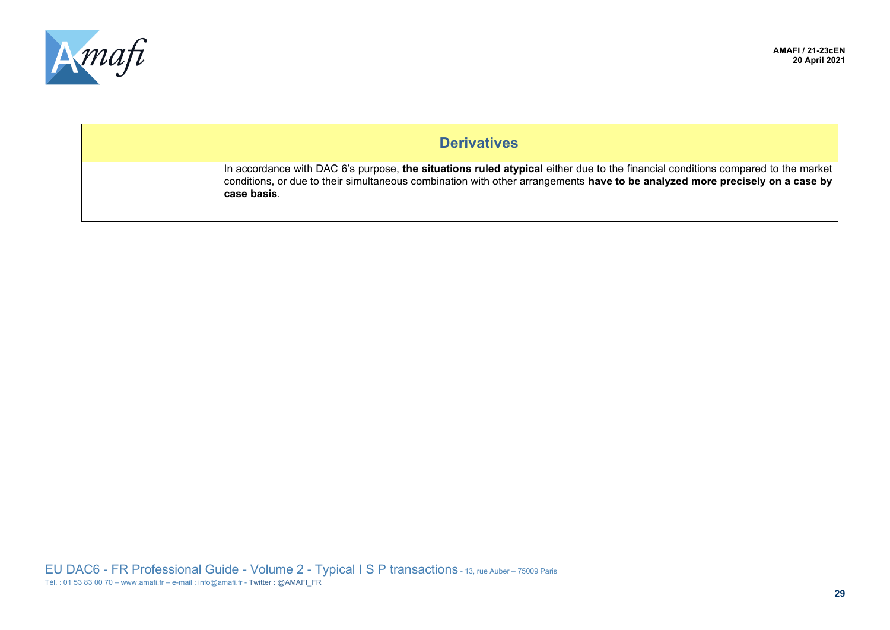| Derivatives | |
|---|---|
| | In accordance with DAC 6's purpose, **the situations ruled atypical** either due to the financial conditions compared to the market conditions, or due to their simultaneous combination with other arrangements **have to be analyzed more precisely on a case by case basis**. |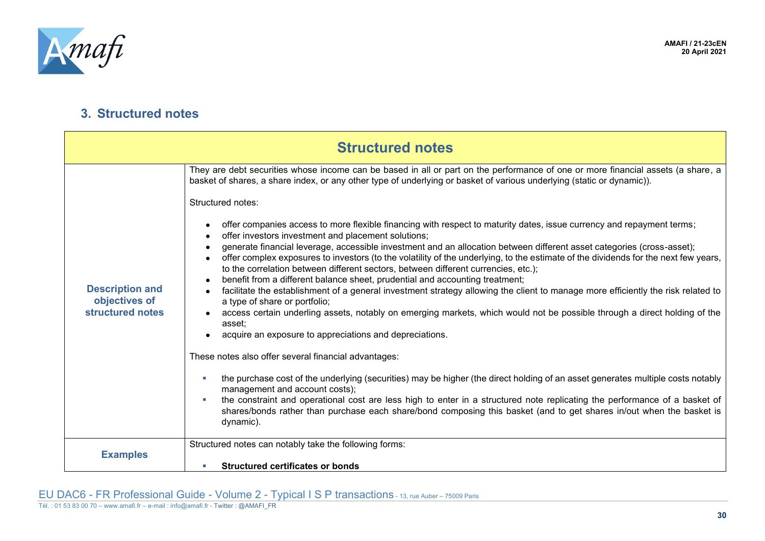## 3. Structured notes

| Structured notes | |
|---|---|
| **Description and objectives of structured notes** | They are debt securities whose income can be based in all or part on the performance of one or more financial assets (a share, a basket of shares, a share index, or any other type of underlying or basket of various underlying (static or dynamic)).<br><br>Structured notes:<br><br>• offer companies access to more flexible financing with respect to maturity dates, issue currency and repayment terms;<br>• offer investors investment and placement solutions;<br>• generate financial leverage, accessible investment and an allocation between different asset categories (cross-asset);<br>• offer complex exposures to investors (to the volatility of the underlying, to the estimate of the dividends for the next few years, to the correlation between different sectors, between different currencies, etc.);<br>• benefit from a different balance sheet, prudential and accounting treatment;<br>• facilitate the establishment of a general investment strategy allowing the client to manage more efficiently the risk related to a type of share or portfolio;<br>• access certain underling assets, notably on emerging markets, which would not be possible through a direct holding of the asset;<br>• acquire an exposure to appreciations and depreciations.<br><br>These notes also offer several financial advantages:<br><br>▪ the purchase cost of the underlying (securities) may be higher (the direct holding of an asset generates multiple costs notably management and account costs);<br>▪ the constraint and operational cost are less high to enter in a structured note replicating the performance of a basket of shares/bonds rather than purchase each share/bond composing this basket (and to get shares in/out when the basket is dynamic). |
| **Examples** | Structured notes can notably take the following forms:<br><br>▪ **Structured certificates or bonds** |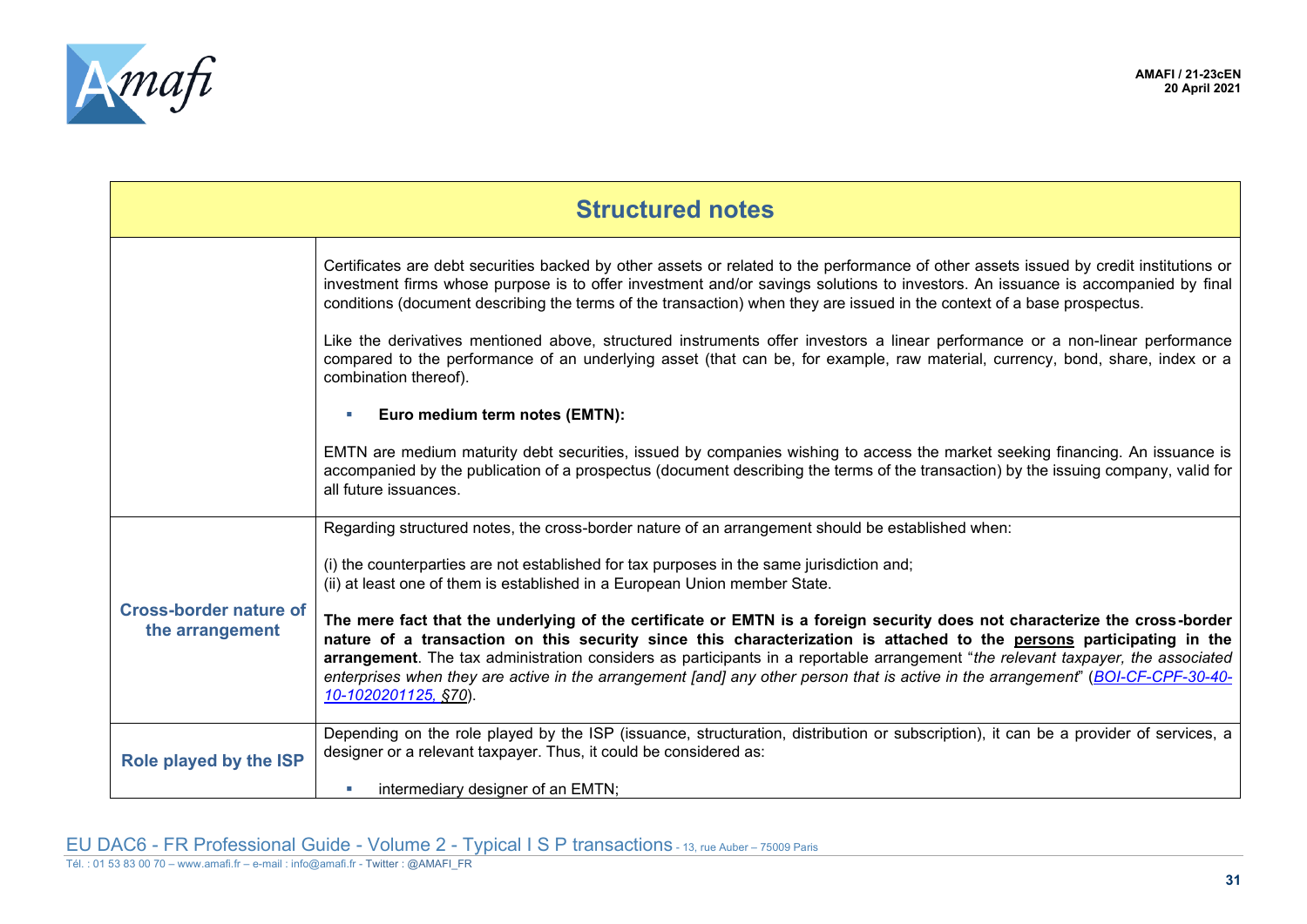| Structured notes | |
|---|---|
| | Certificates are debt securities backed by other assets or related to the performance of other assets issued by credit institutions or investment firms whose purpose is to offer investment and/or savings solutions to investors. An issuance is accompanied by final conditions (document describing the terms of the transaction) when they are issued in the context of a base prospectus.<br><br>Like the derivatives mentioned above, structured instruments offer investors a linear performance or a non-linear performance compared to the performance of an underlying asset (that can be, for example, raw material, currency, bond, share, index or a combination thereof).<br><br>▪ **Euro medium term notes (EMTN):**<br><br>EMTN are medium maturity debt securities, issued by companies wishing to access the market seeking financing. An issuance is accompanied by the publication of a prospectus (document describing the terms of the transaction) by the issuing company, valid for all future issuances. |
| **Cross-border nature of the arrangement** | Regarding structured notes, the cross-border nature of an arrangement should be established when:<br><br>(i) the counterparties are not established for tax purposes in the same jurisdiction and;<br>(ii) at least one of them is established in a European Union member State.<br><br>**The mere fact that the underlying of the certificate or EMTN is a foreign security does not characterize the cross-border nature of a transaction on this security since this characterization is attached to the persons participating in the arrangement**. The tax administration considers as participants in a reportable arrangement "*the relevant taxpayer, the associated enterprises when they are active in the arrangement [and] any other person that is active in the arrangement*" (*BOI-CF-CPF-30-40-10-1020201125, §70*). |
| **Role played by the ISP** | Depending on the role played by the ISP (issuance, structuration, distribution or subscription), it can be a provider of services, a designer or a relevant taxpayer. Thus, it could be considered as:<br><br>▪ intermediary designer of an EMTN; |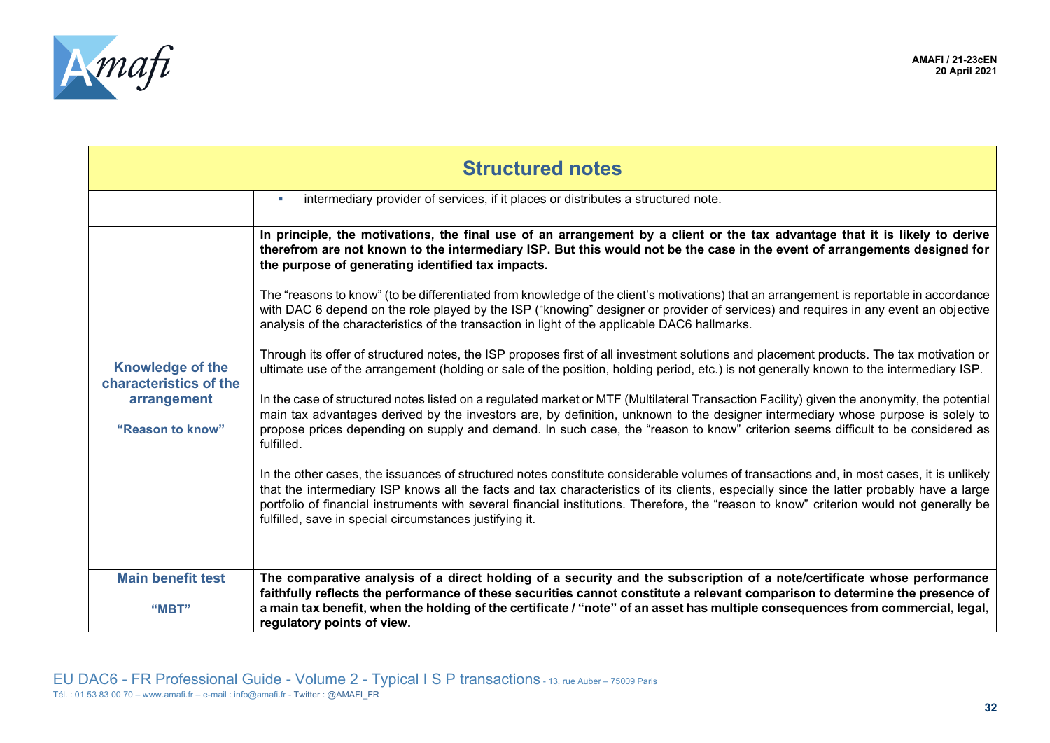| Structured notes | |
|---|---|
| | ▪ intermediary provider of services, if it places or distributes a structured note. |
| **Knowledge of the characteristics of the arrangement**<br><br>**"Reason to know"** | **In principle, the motivations, the final use of an arrangement by a client or the tax advantage that it is likely to derive therefrom are not known to the intermediary ISP. But this would not be the case in the event of arrangements designed for the purpose of generating identified tax impacts.**<br><br>The "reasons to know" (to be differentiated from knowledge of the client's motivations) that an arrangement is reportable in accordance with DAC 6 depend on the role played by the ISP ("knowing" designer or provider of services) and requires in any event an objective analysis of the characteristics of the transaction in light of the applicable DAC6 hallmarks.<br><br>Through its offer of structured notes, the ISP proposes first of all investment solutions and placement products. The tax motivation or ultimate use of the arrangement (holding or sale of the position, holding period, etc.) is not generally known to the intermediary ISP.<br><br>In the case of structured notes listed on a regulated market or MTF (Multilateral Transaction Facility) given the anonymity, the potential main tax advantages derived by the investors are, by definition, unknown to the designer intermediary whose purpose is solely to propose prices depending on supply and demand. In such case, the "reason to know" criterion seems difficult to be considered as fulfilled.<br><br>In the other cases, the issuances of structured notes constitute considerable volumes of transactions and, in most cases, it is unlikely that the intermediary ISP knows all the facts and tax characteristics of its clients, especially since the latter probably have a large portfolio of financial instruments with several financial institutions. Therefore, the "reason to know" criterion would not generally be fulfilled, save in special circumstances justifying it. |
| **Main benefit test**<br><br>**"MBT"** | **The comparative analysis of a direct holding of a security and the subscription of a note/certificate whose performance faithfully reflects the performance of these securities cannot constitute a relevant comparison to determine the presence of a main tax benefit, when the holding of the certificate / "note" of an asset has multiple consequences from commercial, legal, regulatory points of view.** |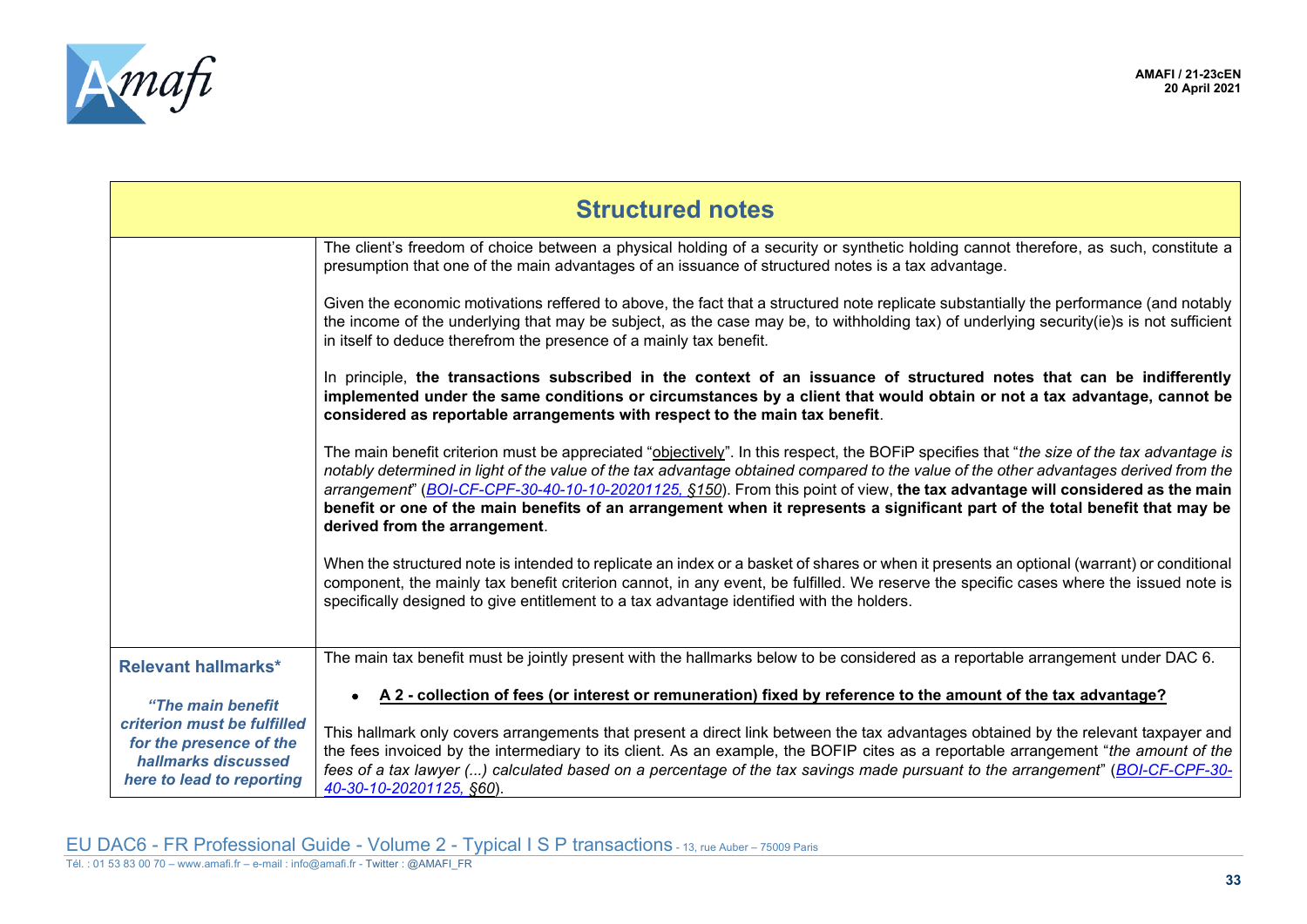| Structured notes | |
|---|---|
| | The client's freedom of choice between a physical holding of a security or synthetic holding cannot therefore, as such, constitute a presumption that one of the main advantages of an issuance of structured notes is a tax advantage.<br><br>Given the economic motivations reffered to above, the fact that a structured note replicate substantially the performance (and notably the income of the underlying that may be subject, as the case may be, to withholding tax) of underlying security(ie)s is not sufficient in itself to deduce therefrom the presence of a mainly tax benefit.<br><br>In principle, **the transactions subscribed in the context of an issuance of structured notes that can be indifferently implemented under the same conditions or circumstances by a client that would obtain or not a tax advantage, cannot be considered as reportable arrangements with respect to the main tax benefit**.<br><br>The main benefit criterion must be appreciated "objectively". In this respect, the BOFiP specifies that "*the size of the tax advantage is notably determined in light of the value of the tax advantage obtained compared to the value of the other advantages derived from the arrangement*" (*BOI-CF-CPF-30-40-10-10-20201125, §150*). From this point of view, **the tax advantage will considered as the main benefit or one of the main benefits of an arrangement when it represents a significant part of the total benefit that may be derived from the arrangement**.<br><br>When the structured note is intended to replicate an index or a basket of shares or when it presents an optional (warrant) or conditional component, the mainly tax benefit criterion cannot, in any event, be fulfilled. We reserve the specific cases where the issued note is specifically designed to give entitlement to a tax advantage identified with the holders. |
| **Relevant hallmarks***<br><br>***"The main benefit criterion must be fulfilled for the presence of the hallmarks discussed here to lead to reporting*** | The main tax benefit must be jointly present with the hallmarks below to be considered as a reportable arrangement under DAC 6.<br><br>• **A 2 - collection of fees (or interest or remuneration) fixed by reference to the amount of the tax advantage?**<br><br>This hallmark only covers arrangements that present a direct link between the tax advantages obtained by the relevant taxpayer and the fees invoiced by the intermediary to its client. As an example, the BOFIP cites as a reportable arrangement "*the amount of the fees of a tax lawyer (...) calculated based on a percentage of the tax savings made pursuant to the arrangement*" (*BOI-CF-CPF-30-40-30-10-20201125, §60*). |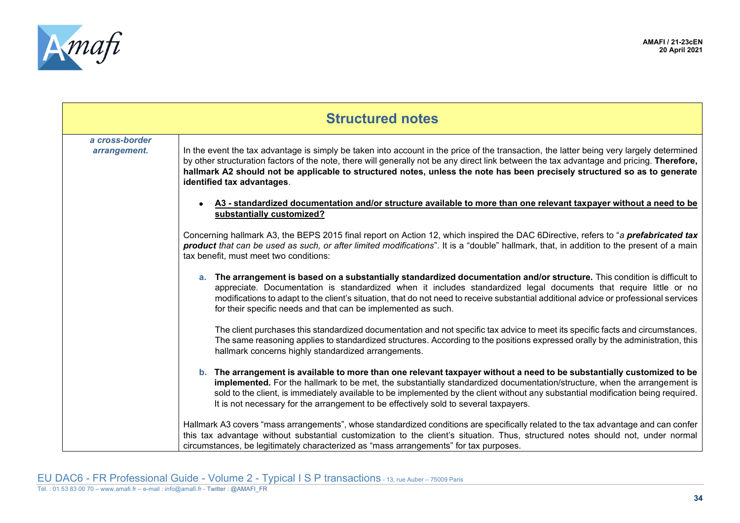| Structured notes | |
|---|---|
| *a cross-border arrangement.* | In the event the tax advantage is simply be taken into account in the price of the transaction, the latter being very largely determined by other structuration factors of the note, there will generally not be any direct link between the tax advantage and pricing. **Therefore, hallmark A2 should not be applicable to structured notes, unless the note has been precisely structured so as to generate identified tax advantages**.<br><br>• **<u>A3 - standardized documentation and/or structure available to more than one relevant taxpayer without a need to be substantially customized?</u>**<br><br>Concerning hallmark A3, the BEPS 2015 final report on Action 12, which inspired the DAC 6Directive, refers to "*a **prefabricated tax product** that can be used as such, or after limited modifications*". It is a "double" hallmark, that, in addition to the present of a main tax benefit, must meet two conditions:<br><br>**a. The arrangement is based on a substantially standardized documentation and/or structure.** This condition is difficult to appreciate. Documentation is standardized when it includes standardized legal documents that require little or no modifications to adapt to the client's situation, that do not need to receive substantial additional advice or professional services for their specific needs and that can be implemented as such.<br><br>The client purchases this standardized documentation and not specific tax advice to meet its specific facts and circumstances. The same reasoning applies to standardized structures. According to the positions expressed orally by the administration, this hallmark concerns highly standardized arrangements.<br><br>**b. The arrangement is available to more than one relevant taxpayer without a need to be substantially customized to be implemented.** For the hallmark to be met, the substantially standardized documentation/structure, when the arrangement is sold to the client, is immediately available to be implemented by the client without any substantial modification being required. It is not necessary for the arrangement to be effectively sold to several taxpayers.<br><br>Hallmark A3 covers "mass arrangements", whose standardized conditions are specifically related to the tax advantage and can confer this tax advantage without substantial customization to the client's situation. Thus, structured notes should not, under normal circumstances, be legitimately characterized as "mass arrangements" for tax purposes. |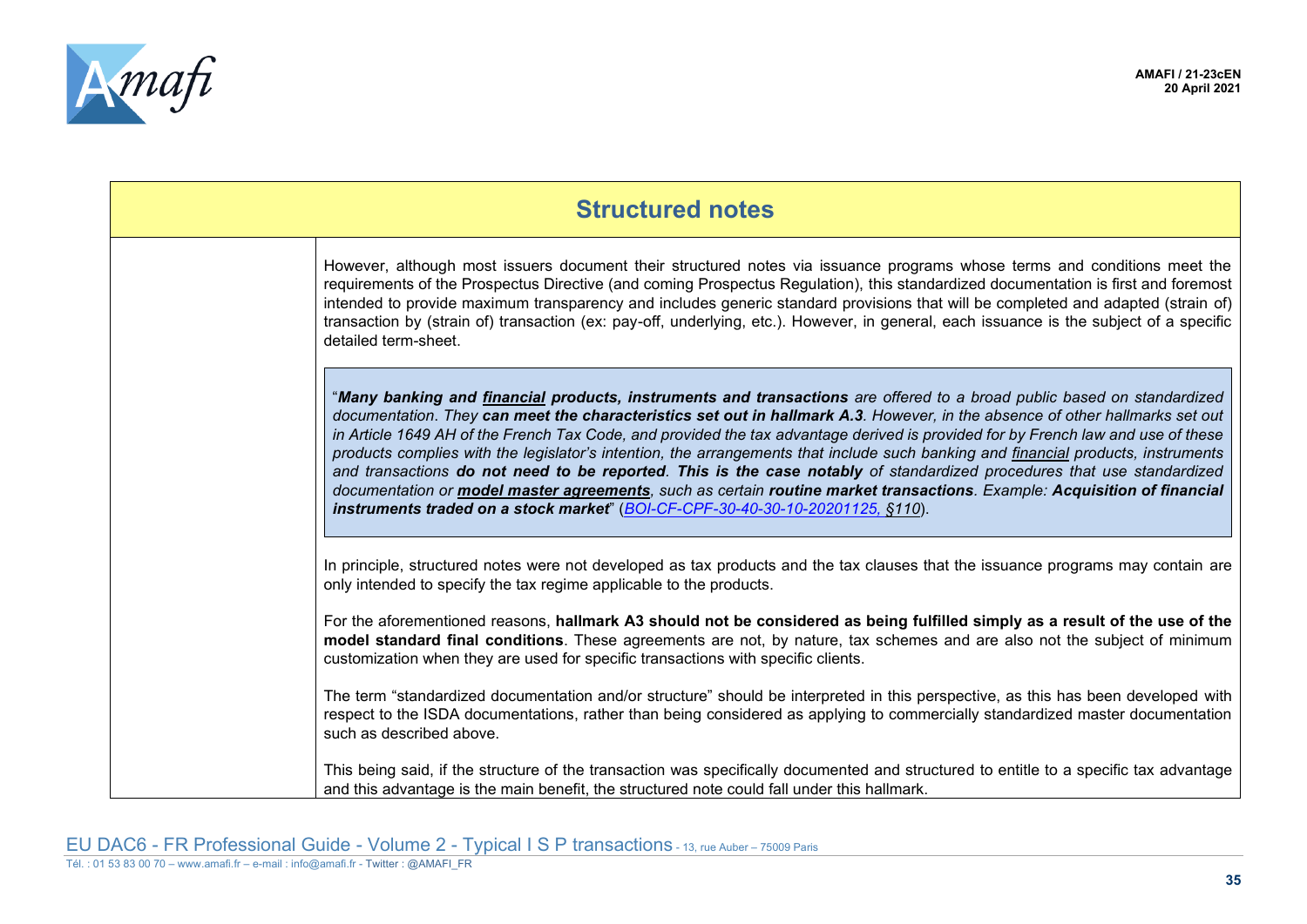| Structured notes | |
|---|---|
| | However, although most issuers document their structured notes via issuance programs whose terms and conditions meet the requirements of the Prospectus Directive (and coming Prospectus Regulation), this standardized documentation is first and foremost intended to provide maximum transparency and includes generic standard provisions that will be completed and adapted (strain of) transaction by (strain of) transaction (ex: pay-off, underlying, etc.). However, in general, each issuance is the subject of a specific detailed term-sheet.<br><br>"***Many banking and <u>financial</u> products, instruments and transactions*** *are offered to a broad public based on standardized documentation. They **can meet the characteristics set out in hallmark A.3**. However, in the absence of other hallmarks set out in Article 1649 AH of the French Tax Code, and provided the tax advantage derived is provided for by French law and use of these products complies with the legislator's intention, the arrangements that include such banking and <u>financial</u> products, instruments and transactions **do not need to be reported**. **This is the case notably** of standardized procedures that use standardized documentation or **<u>model master agreements</u>**, such as certain **routine market transactions**. Example: **Acquisition of financial instruments traded on a stock market**" (BOI-CF-CPF-30-40-30-10-20201125, §110).*<br><br>In principle, structured notes were not developed as tax products and the tax clauses that the issuance programs may contain are only intended to specify the tax regime applicable to the products.<br><br>For the aforementioned reasons, **hallmark A3 should not be considered as being fulfilled simply as a result of the use of the model standard final conditions**. These agreements are not, by nature, tax schemes and are also not the subject of minimum customization when they are used for specific transactions with specific clients.<br><br>The term "standardized documentation and/or structure" should be interpreted in this perspective, as this has been developed with respect to the ISDA documentations, rather than being considered as applying to commercially standardized master documentation such as described above.<br><br>This being said, if the structure of the transaction was specifically documented and structured to entitle to a specific tax advantage and this advantage is the main benefit, the structured note could fall under this hallmark. |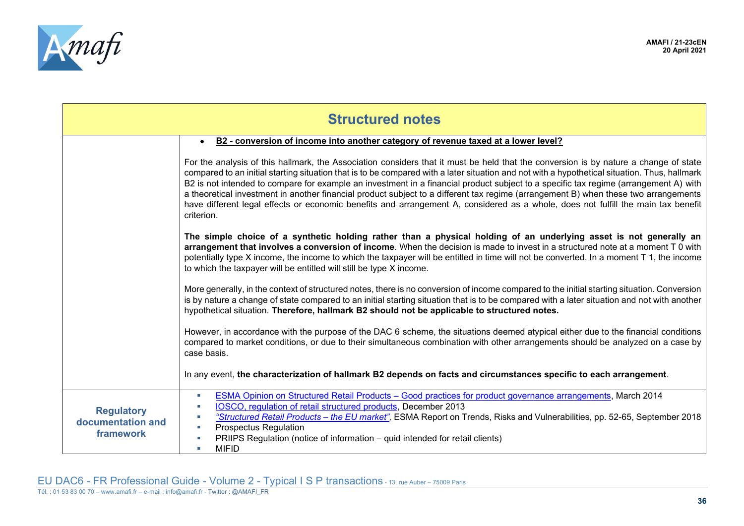| Structured notes | |
|---|---|
| | • **B2 - conversion of income into another category of revenue taxed at a lower level?**<br><br>For the analysis of this hallmark, the Association considers that it must be held that the conversion is by nature a change of state compared to an initial starting situation that is to be compared with a later situation and not with a hypothetical situation. Thus, hallmark B2 is not intended to compare for example an investment in a financial product subject to a specific tax regime (arrangement A) with a theoretical investment in another financial product subject to a different tax regime (arrangement B) when these two arrangements have different legal effects or economic benefits and arrangement A, considered as a whole, does not fulfill the main tax benefit criterion.<br><br>**The simple choice of a synthetic holding rather than a physical holding of an underlying asset is not generally an arrangement that involves a conversion of income**. When the decision is made to invest in a structured note at a moment T 0 with potentially type X income, the income to which the taxpayer will be entitled in time will not be converted. In a moment T 1, the income to which the taxpayer will be entitled will still be type X income.<br><br>More generally, in the context of structured notes, there is no conversion of income compared to the initial starting situation. Conversion is by nature a change of state compared to an initial starting situation that is to be compared with a later situation and not with another hypothetical situation. **Therefore, hallmark B2 should not be applicable to structured notes.**<br><br>However, in accordance with the purpose of the DAC 6 scheme, the situations deemed atypical either due to the financial conditions compared to market conditions, or due to their simultaneous combination with other arrangements should be analyzed on a case by case basis.<br><br>In any event, **the characterization of hallmark B2 depends on facts and circumstances specific to each arrangement**. |
| **Regulatory documentation and framework** | ▪ ESMA Opinion on Structured Retail Products – Good practices for product governance arrangements, March 2014<br>▪ IOSCO, regulation of retail structured products, December 2013<br>▪ *"Structured Retail Products – the EU market",* ESMA Report on Trends, Risks and Vulnerabilities, pp. 52-65, September 2018<br>▪ Prospectus Regulation<br>▪ PRIIPS Regulation (notice of information – quid intended for retail clients)<br>▪ MIFID |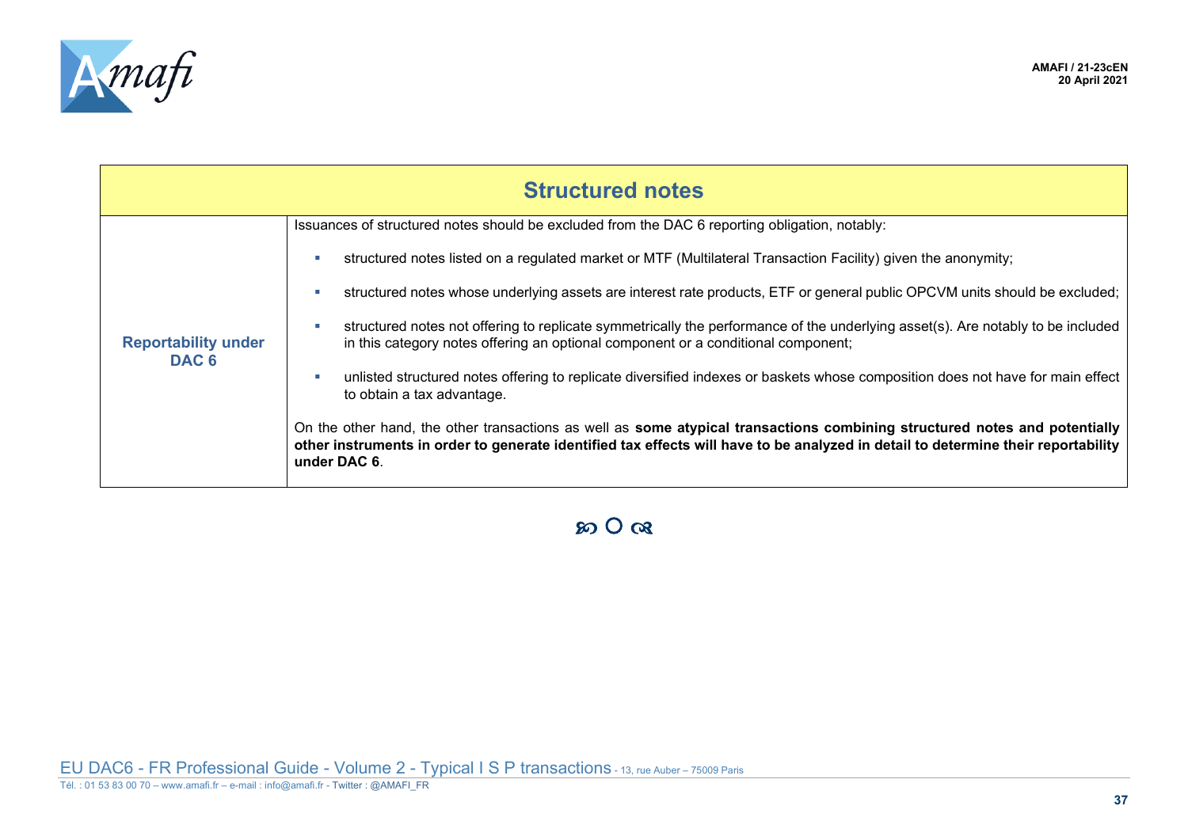| Structured notes | |
|---|---|
| **Reportability under DAC 6** | Issuances of structured notes should be excluded from the DAC 6 reporting obligation, notably:<br>▪ structured notes listed on a regulated market or MTF (Multilateral Transaction Facility) given the anonymity;<br>▪ structured notes whose underlying assets are interest rate products, ETF or general public OPCVM units should be excluded;<br>▪ structured notes not offering to replicate symmetrically the performance of the underlying asset(s). Are notably to be included in this category notes offering an optional component or a conditional component;<br>▪ unlisted structured notes offering to replicate diversified indexes or baskets whose composition does not have for main effect to obtain a tax advantage.<br><br>On the other hand, the other transactions as well as **some atypical transactions combining structured notes and potentially other instruments in order to generate identified tax effects will have to be analyzed in detail to determine their reportability under DAC 6**. |

ꟃ O ꟃ